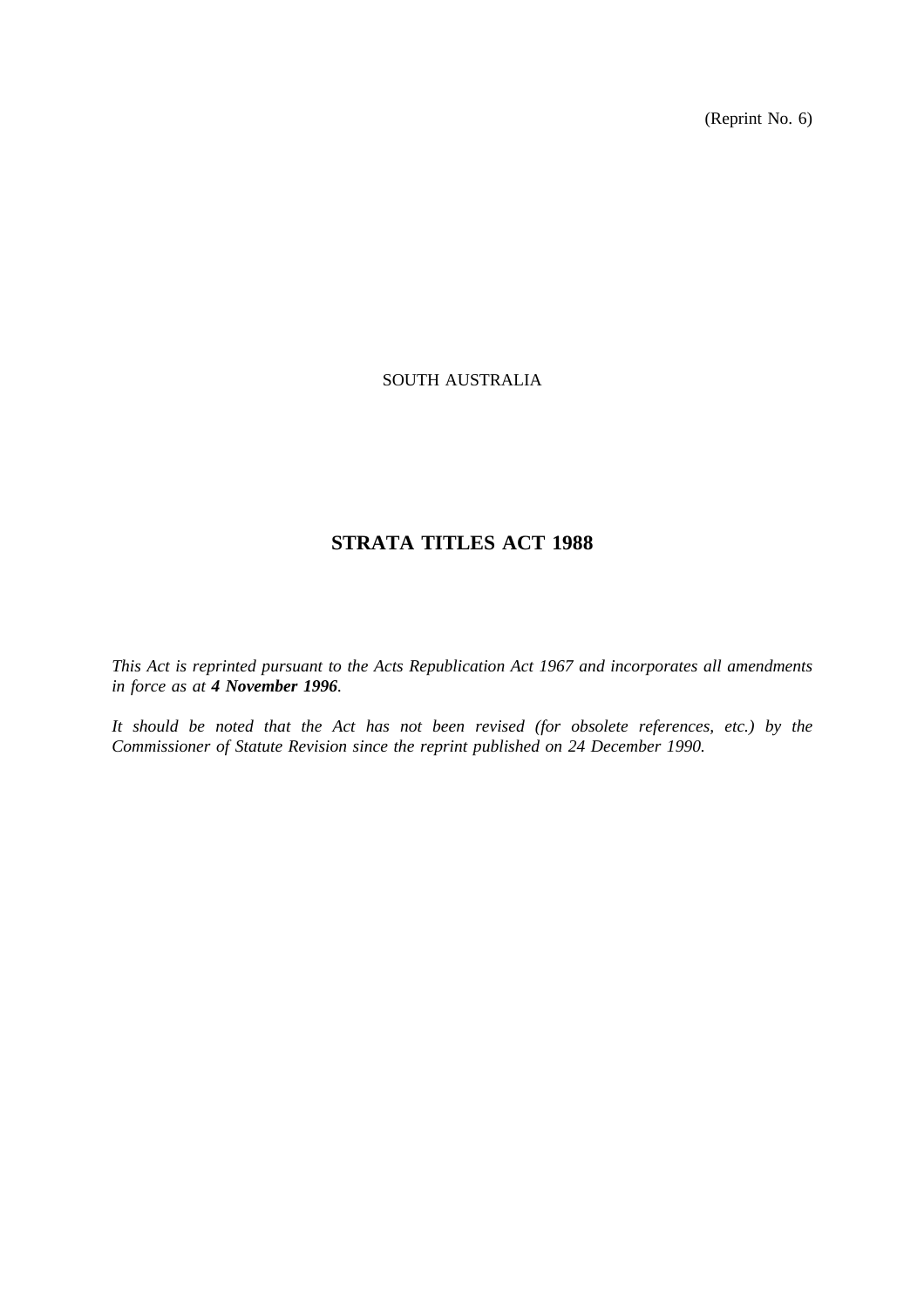(Reprint No. 6)

SOUTH AUSTRALIA

# STRATA TITLES ACT 1988

*This Act is reprinted pursuant to the Acts Republication Act 1967 and incorporates all amendments in force as at* ***4 November 1996****.*

*It should be noted that the Act has not been revised (for obsolete references, etc.) by the Commissioner of Statute Revision since the reprint published on 24 December 1990.*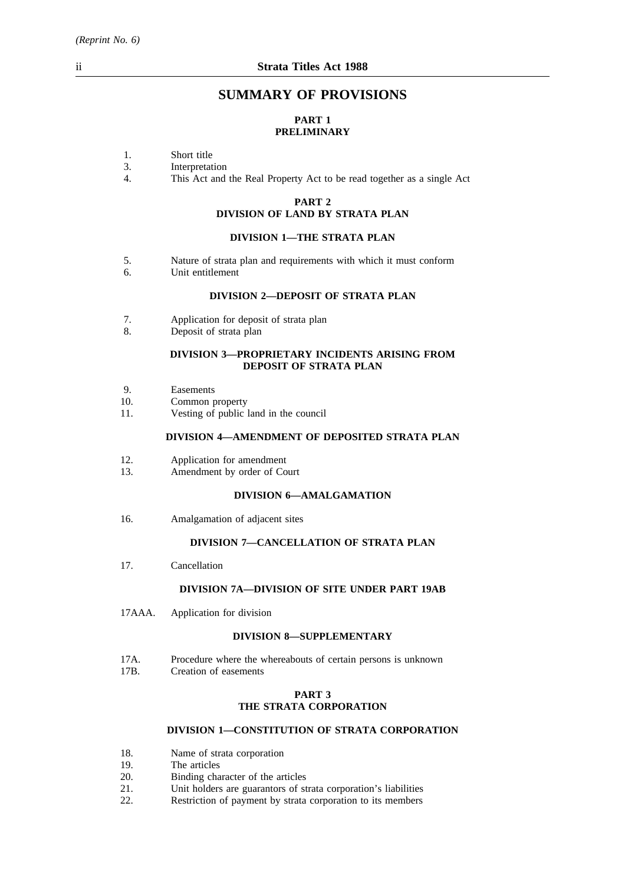# SUMMARY OF PROVISIONS

## PART 1
## PRELIMINARY

1. Short title
3. Interpretation
4. This Act and the Real Property Act to be read together as a single Act

## PART 2
## DIVISION OF LAND BY STRATA PLAN

### DIVISION 1—THE STRATA PLAN

5. Nature of strata plan and requirements with which it must conform
6. Unit entitlement

### DIVISION 2—DEPOSIT OF STRATA PLAN

7. Application for deposit of strata plan
8. Deposit of strata plan

### DIVISION 3—PROPRIETARY INCIDENTS ARISING FROM DEPOSIT OF STRATA PLAN

9. Easements
10. Common property
11. Vesting of public land in the council

### DIVISION 4—AMENDMENT OF DEPOSITED STRATA PLAN

12. Application for amendment
13. Amendment by order of Court

### DIVISION 6—AMALGAMATION

16. Amalgamation of adjacent sites

### DIVISION 7—CANCELLATION OF STRATA PLAN

17. Cancellation

### DIVISION 7A—DIVISION OF SITE UNDER PART 19AB

17AAA. Application for division

### DIVISION 8—SUPPLEMENTARY

17A. Procedure where the whereabouts of certain persons is unknown
17B. Creation of easements

## PART 3
## THE STRATA CORPORATION

### DIVISION 1—CONSTITUTION OF STRATA CORPORATION

18. Name of strata corporation
19. The articles
20. Binding character of the articles
21. Unit holders are guarantors of strata corporation's liabilities
22. Restriction of payment by strata corporation to its members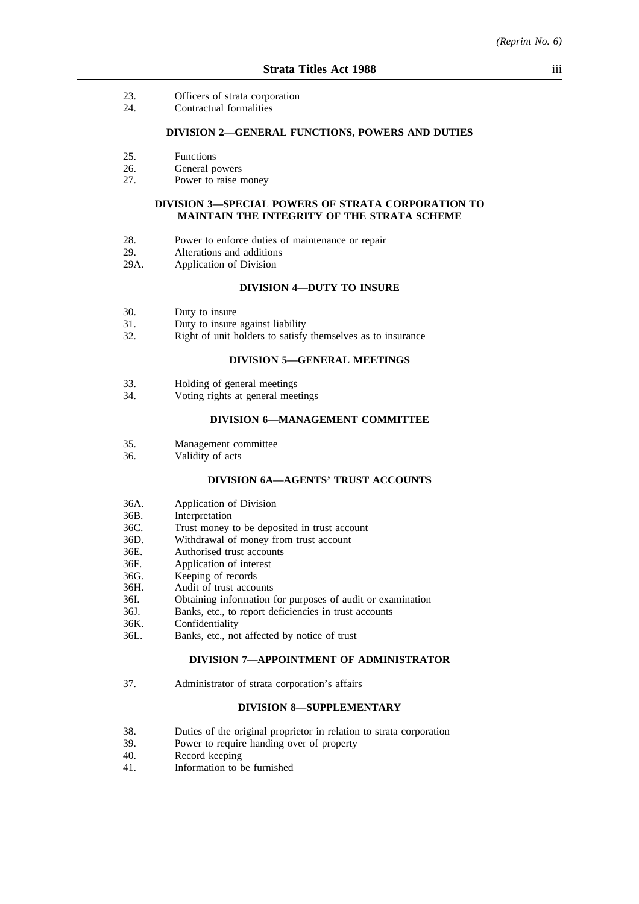23. Officers of strata corporation
24. Contractual formalities

**DIVISION 2—GENERAL FUNCTIONS, POWERS AND DUTIES**

25. Functions
26. General powers
27. Power to raise money

**DIVISION 3—SPECIAL POWERS OF STRATA CORPORATION TO MAINTAIN THE INTEGRITY OF THE STRATA SCHEME**

28. Power to enforce duties of maintenance or repair
29. Alterations and additions
29A. Application of Division

**DIVISION 4—DUTY TO INSURE**

30. Duty to insure
31. Duty to insure against liability
32. Right of unit holders to satisfy themselves as to insurance

**DIVISION 5—GENERAL MEETINGS**

33. Holding of general meetings
34. Voting rights at general meetings

**DIVISION 6—MANAGEMENT COMMITTEE**

35. Management committee
36. Validity of acts

**DIVISION 6A—AGENTS' TRUST ACCOUNTS**

36A. Application of Division
36B. Interpretation
36C. Trust money to be deposited in trust account
36D. Withdrawal of money from trust account
36E. Authorised trust accounts
36F. Application of interest
36G. Keeping of records
36H. Audit of trust accounts
36I. Obtaining information for purposes of audit or examination
36J. Banks, etc., to report deficiencies in trust accounts
36K. Confidentiality
36L. Banks, etc., not affected by notice of trust

**DIVISION 7—APPOINTMENT OF ADMINISTRATOR**

37. Administrator of strata corporation's affairs

**DIVISION 8—SUPPLEMENTARY**

38. Duties of the original proprietor in relation to strata corporation
39. Power to require handing over of property
40. Record keeping
41. Information to be furnished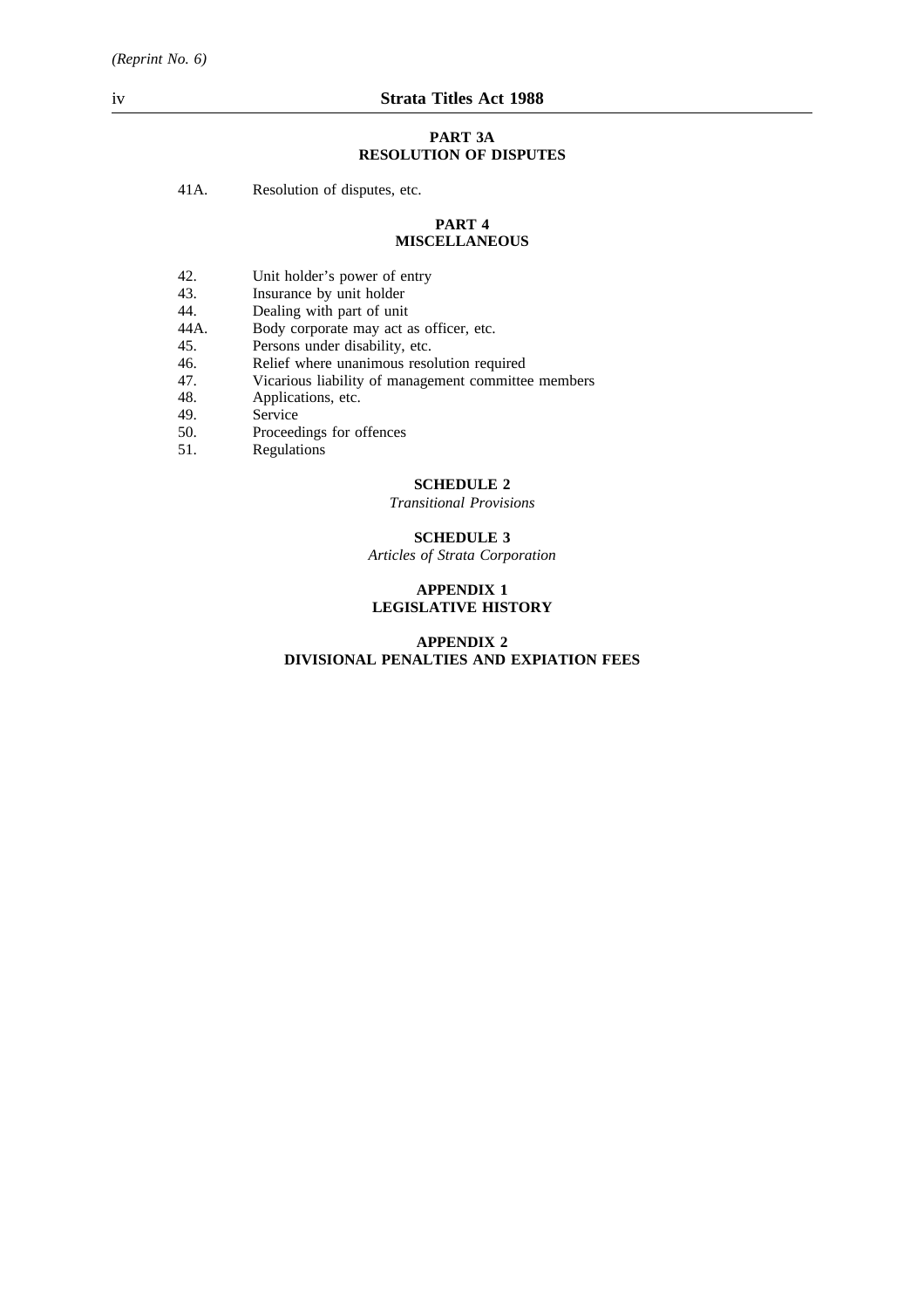**PART 3A**
**RESOLUTION OF DISPUTES**

41A. Resolution of disputes, etc.

**PART 4**
**MISCELLANEOUS**

42. Unit holder's power of entry
43. Insurance by unit holder
44. Dealing with part of unit
44A. Body corporate may act as officer, etc.
45. Persons under disability, etc.
46. Relief where unanimous resolution required
47. Vicarious liability of management committee members
48. Applications, etc.
49. Service
50. Proceedings for offences
51. Regulations

**SCHEDULE 2**
*Transitional Provisions*

**SCHEDULE 3**
*Articles of Strata Corporation*

**APPENDIX 1**
**LEGISLATIVE HISTORY**

**APPENDIX 2**
**DIVISIONAL PENALTIES AND EXPIATION FEES**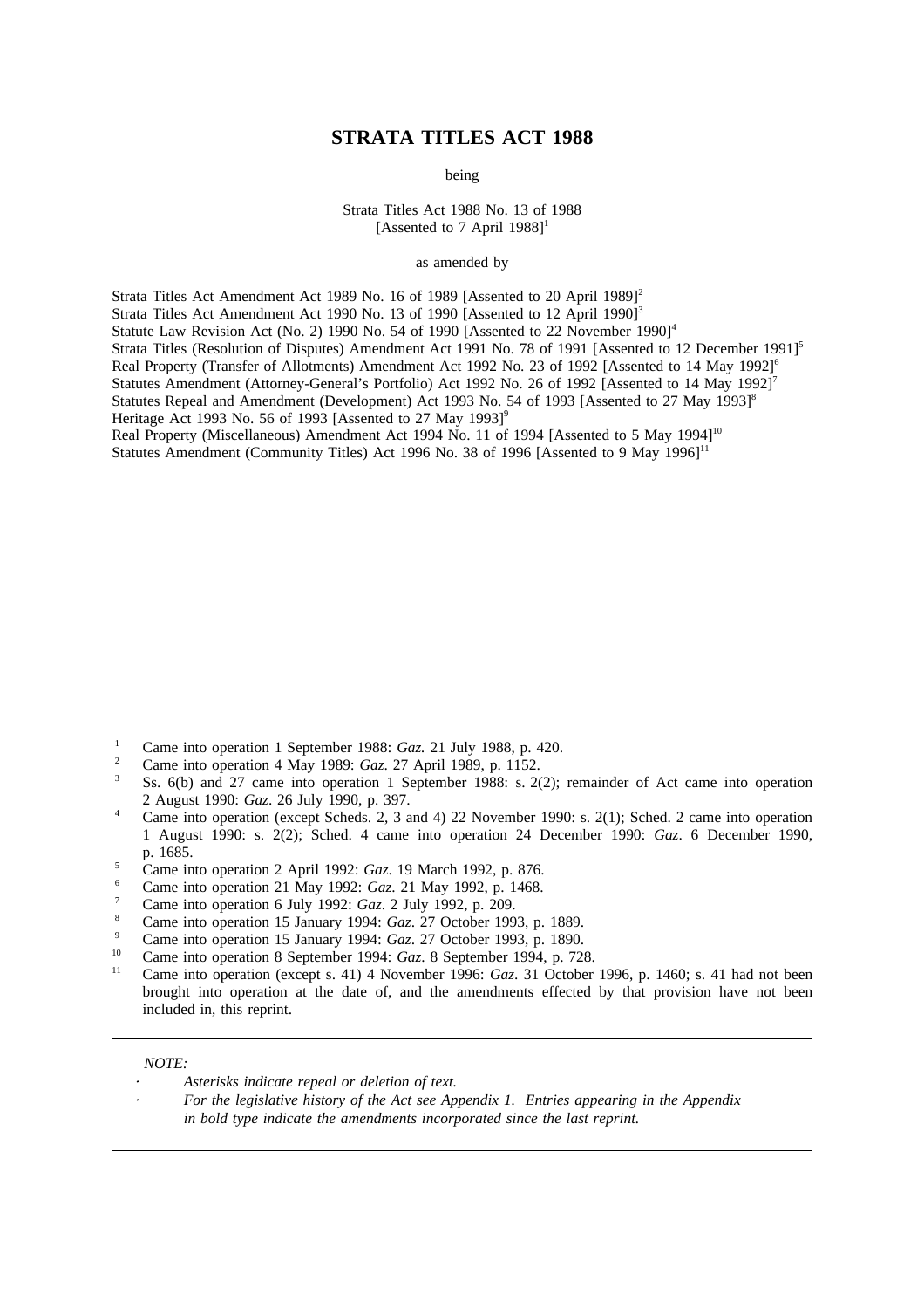# STRATA TITLES ACT 1988

being

Strata Titles Act 1988 No. 13 of 1988
[Assented to 7 April 1988][1]

as amended by

Strata Titles Act Amendment Act 1989 No. 16 of 1989 [Assented to 20 April 1989][2]
Strata Titles Act Amendment Act 1990 No. 13 of 1990 [Assented to 12 April 1990][3]
Statute Law Revision Act (No. 2) 1990 No. 54 of 1990 [Assented to 22 November 1990][4]
Strata Titles (Resolution of Disputes) Amendment Act 1991 No. 78 of 1991 [Assented to 12 December 1991][5]
Real Property (Transfer of Allotments) Amendment Act 1992 No. 23 of 1992 [Assented to 14 May 1992][6]
Statutes Amendment (Attorney-General's Portfolio) Act 1992 No. 26 of 1992 [Assented to 14 May 1992][7]
Statutes Repeal and Amendment (Development) Act 1993 No. 54 of 1993 [Assented to 27 May 1993][8]
Heritage Act 1993 No. 56 of 1993 [Assented to 27 May 1993][9]
Real Property (Miscellaneous) Amendment Act 1994 No. 11 of 1994 [Assented to 5 May 1994][10]
Statutes Amendment (Community Titles) Act 1996 No. 38 of 1996 [Assented to 9 May 1996][11]

[1] Came into operation 1 September 1988: *Gaz.* 21 July 1988, p. 420.
[2] Came into operation 4 May 1989: *Gaz*. 27 April 1989, p. 1152.
[3] Ss. 6(b) and 27 came into operation 1 September 1988: s. 2(2); remainder of Act came into operation 2 August 1990: *Gaz*. 26 July 1990, p. 397.
[4] Came into operation (except Scheds. 2, 3 and 4) 22 November 1990: s. 2(1); Sched. 2 came into operation 1 August 1990: s. 2(2); Sched. 4 came into operation 24 December 1990: *Gaz*. 6 December 1990, p. 1685.
[5] Came into operation 2 April 1992: *Gaz*. 19 March 1992, p. 876.
[6] Came into operation 21 May 1992: *Gaz*. 21 May 1992, p. 1468.
[7] Came into operation 6 July 1992: *Gaz*. 2 July 1992, p. 209.
[8] Came into operation 15 January 1994: *Gaz*. 27 October 1993, p. 1889.
[9] Came into operation 15 January 1994: *Gaz*. 27 October 1993, p. 1890.
[10] Came into operation 8 September 1994: *Gaz*. 8 September 1994, p. 728.
[11] Came into operation (except s. 41) 4 November 1996: *Gaz*. 31 October 1996, p. 1460; s. 41 had not been brought into operation at the date of, and the amendments effected by that provision have not been included in, this reprint.

*NOTE:*

- *Asterisks indicate repeal or deletion of text.*
- *For the legislative history of the Act see Appendix 1. Entries appearing in the Appendix in bold type indicate the amendments incorporated since the last reprint.*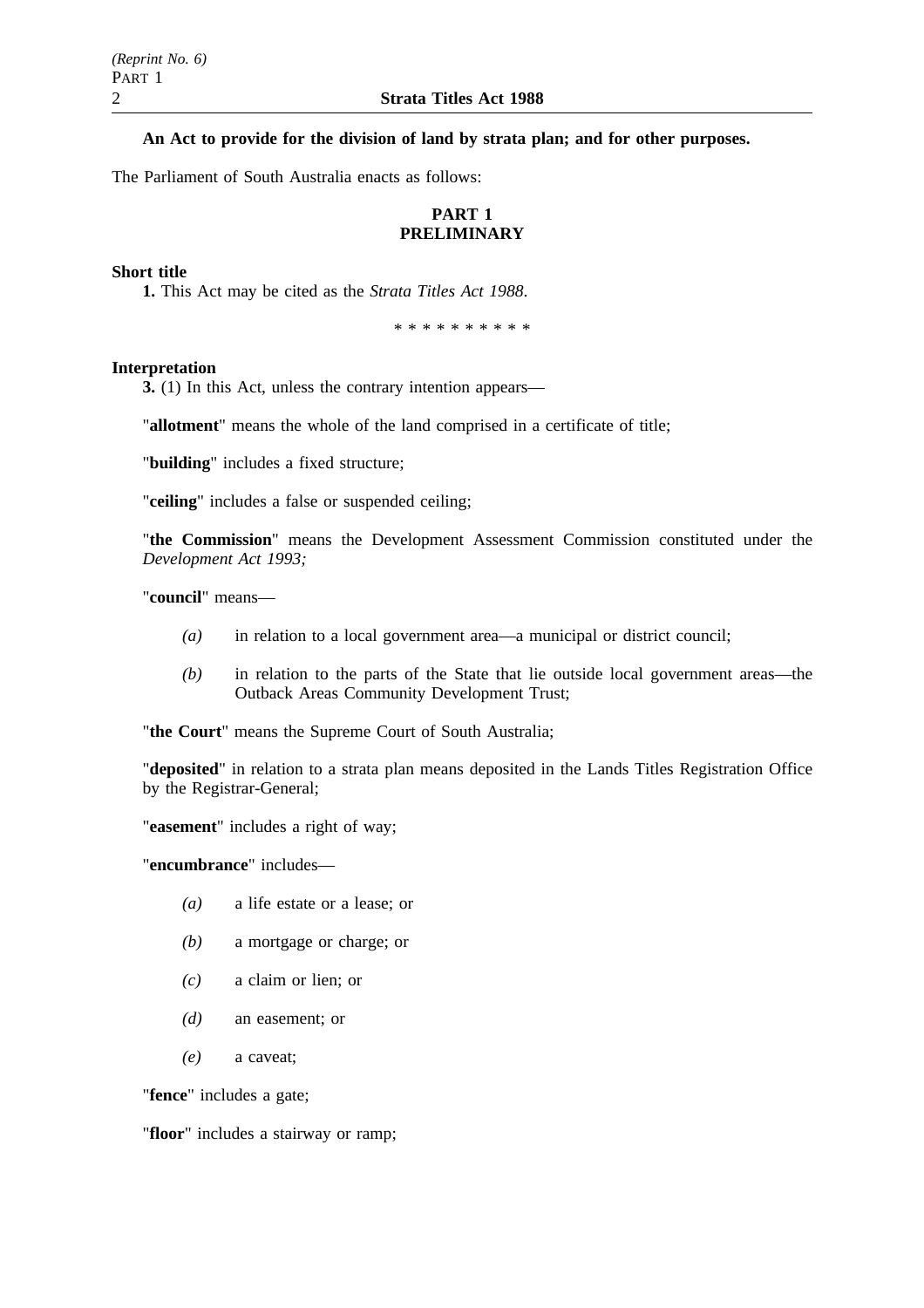**An Act to provide for the division of land by strata plan; and for other purposes.**

The Parliament of South Australia enacts as follows:

## PART 1
## PRELIMINARY

**Short title**

**1.** This Act may be cited as the *Strata Titles Act 1988*.

\* \* \* \* \* \* \* \* \* \*

**Interpretation**

**3.** (1) In this Act, unless the contrary intention appears—

"**allotment**" means the whole of the land comprised in a certificate of title;

"**building**" includes a fixed structure;

"**ceiling**" includes a false or suspended ceiling;

"**the Commission**" means the Development Assessment Commission constituted under the *Development Act 1993;*

"**council**" means—

*(a)* in relation to a local government area—a municipal or district council;

*(b)* in relation to the parts of the State that lie outside local government areas—the Outback Areas Community Development Trust;

"**the Court**" means the Supreme Court of South Australia;

"**deposited**" in relation to a strata plan means deposited in the Lands Titles Registration Office by the Registrar-General;

"**easement**" includes a right of way;

"**encumbrance**" includes—

*(a)* a life estate or a lease; or

*(b)* a mortgage or charge; or

*(c)* a claim or lien; or

*(d)* an easement; or

*(e)* a caveat;

"**fence**" includes a gate;

"**floor**" includes a stairway or ramp;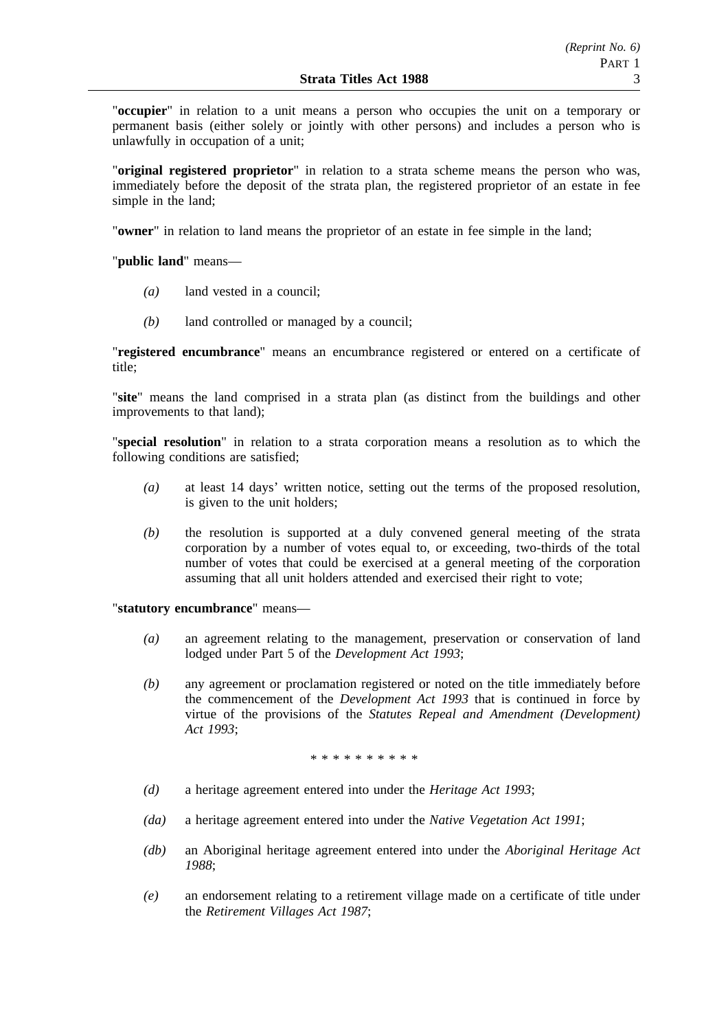"**occupier**" in relation to a unit means a person who occupies the unit on a temporary or permanent basis (either solely or jointly with other persons) and includes a person who is unlawfully in occupation of a unit;

"**original registered proprietor**" in relation to a strata scheme means the person who was, immediately before the deposit of the strata plan, the registered proprietor of an estate in fee simple in the land;

"**owner**" in relation to land means the proprietor of an estate in fee simple in the land;

"**public land**" means—

- *(a)* land vested in a council;
- *(b)* land controlled or managed by a council;

"**registered encumbrance**" means an encumbrance registered or entered on a certificate of title;

"**site**" means the land comprised in a strata plan (as distinct from the buildings and other improvements to that land);

"**special resolution**" in relation to a strata corporation means a resolution as to which the following conditions are satisfied;

- *(a)* at least 14 days' written notice, setting out the terms of the proposed resolution, is given to the unit holders;
- *(b)* the resolution is supported at a duly convened general meeting of the strata corporation by a number of votes equal to, or exceeding, two-thirds of the total number of votes that could be exercised at a general meeting of the corporation assuming that all unit holders attended and exercised their right to vote;

"**statutory encumbrance**" means—

- *(a)* an agreement relating to the management, preservation or conservation of land lodged under Part 5 of the *Development Act 1993*;
- *(b)* any agreement or proclamation registered or noted on the title immediately before the commencement of the *Development Act 1993* that is continued in force by virtue of the provisions of the *Statutes Repeal and Amendment (Development) Act 1993*;

\* \* \* \* \* \* \* \* \* \*

- *(d)* a heritage agreement entered into under the *Heritage Act 1993*;
- *(da)* a heritage agreement entered into under the *Native Vegetation Act 1991*;
- *(db)* an Aboriginal heritage agreement entered into under the *Aboriginal Heritage Act 1988*;
- *(e)* an endorsement relating to a retirement village made on a certificate of title under the *Retirement Villages Act 1987*;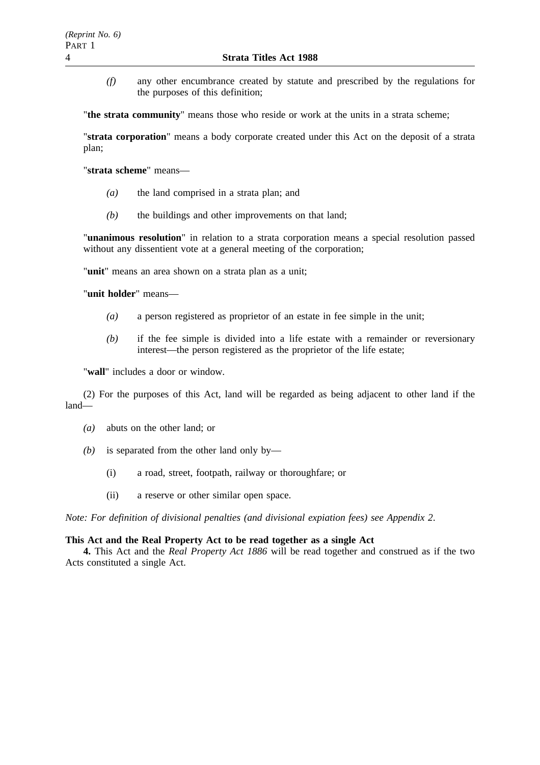*(f)* any other encumbrance created by statute and prescribed by the regulations for the purposes of this definition;

"**the strata community**" means those who reside or work at the units in a strata scheme;

"**strata corporation**" means a body corporate created under this Act on the deposit of a strata plan;

"**strata scheme**" means—

*(a)* the land comprised in a strata plan; and

*(b)* the buildings and other improvements on that land;

"**unanimous resolution**" in relation to a strata corporation means a special resolution passed without any dissentient vote at a general meeting of the corporation;

"**unit**" means an area shown on a strata plan as a unit;

"**unit holder**" means—

*(a)* a person registered as proprietor of an estate in fee simple in the unit;

*(b)* if the fee simple is divided into a life estate with a remainder or reversionary interest—the person registered as the proprietor of the life estate;

"**wall**" includes a door or window.

(2) For the purposes of this Act, land will be regarded as being adjacent to other land if the land—

*(a)* abuts on the other land; or

*(b)* is separated from the other land only by—

(i) a road, street, footpath, railway or thoroughfare; or

(ii) a reserve or other similar open space.

*Note: For definition of divisional penalties (and divisional expiation fees) see Appendix 2.*

**This Act and the Real Property Act to be read together as a single Act**

**4.** This Act and the *Real Property Act 1886* will be read together and construed as if the two Acts constituted a single Act.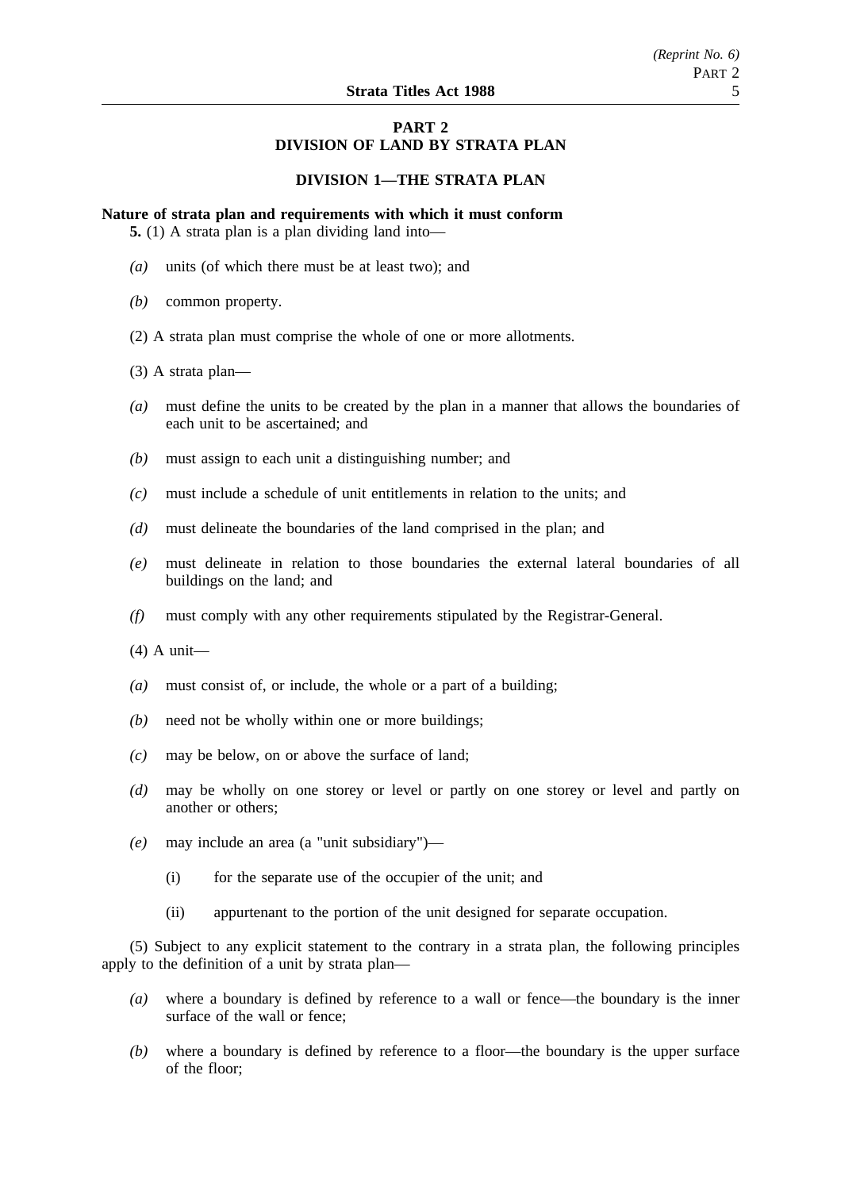## PART 2
## DIVISION OF LAND BY STRATA PLAN

### DIVISION 1—THE STRATA PLAN

**Nature of strata plan and requirements with which it must conform**

**5.** (1) A strata plan is a plan dividing land into—

*(a)* units (of which there must be at least two); and

*(b)* common property.

(2) A strata plan must comprise the whole of one or more allotments.

(3) A strata plan—

*(a)* must define the units to be created by the plan in a manner that allows the boundaries of each unit to be ascertained; and

*(b)* must assign to each unit a distinguishing number; and

*(c)* must include a schedule of unit entitlements in relation to the units; and

*(d)* must delineate the boundaries of the land comprised in the plan; and

*(e)* must delineate in relation to those boundaries the external lateral boundaries of all buildings on the land; and

*(f)* must comply with any other requirements stipulated by the Registrar-General.

(4) A unit—

*(a)* must consist of, or include, the whole or a part of a building;

*(b)* need not be wholly within one or more buildings;

*(c)* may be below, on or above the surface of land;

*(d)* may be wholly on one storey or level or partly on one storey or level and partly on another or others;

*(e)* may include an area (a "unit subsidiary")—

(i) for the separate use of the occupier of the unit; and

(ii) appurtenant to the portion of the unit designed for separate occupation.

(5) Subject to any explicit statement to the contrary in a strata plan, the following principles apply to the definition of a unit by strata plan—

*(a)* where a boundary is defined by reference to a wall or fence—the boundary is the inner surface of the wall or fence;

*(b)* where a boundary is defined by reference to a floor—the boundary is the upper surface of the floor;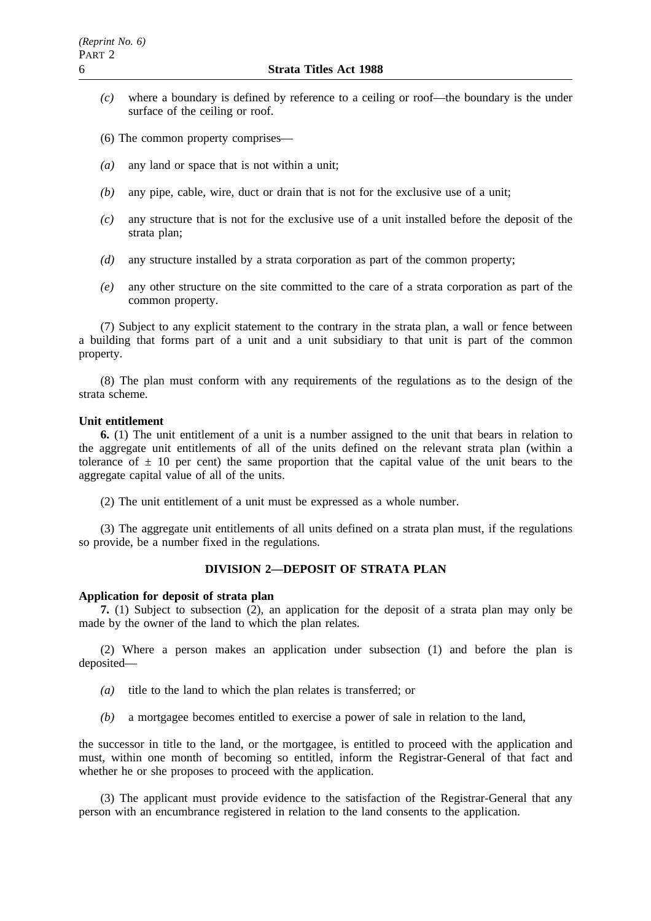*(c)* where a boundary is defined by reference to a ceiling or roof—the boundary is the under surface of the ceiling or roof.

(6) The common property comprises—

*(a)* any land or space that is not within a unit;

*(b)* any pipe, cable, wire, duct or drain that is not for the exclusive use of a unit;

*(c)* any structure that is not for the exclusive use of a unit installed before the deposit of the strata plan;

*(d)* any structure installed by a strata corporation as part of the common property;

*(e)* any other structure on the site committed to the care of a strata corporation as part of the common property.

(7) Subject to any explicit statement to the contrary in the strata plan, a wall or fence between a building that forms part of a unit and a unit subsidiary to that unit is part of the common property.

(8) The plan must conform with any requirements of the regulations as to the design of the strata scheme.

**Unit entitlement**

**6.** (1) The unit entitlement of a unit is a number assigned to the unit that bears in relation to the aggregate unit entitlements of all of the units defined on the relevant strata plan (within a tolerance of ± 10 per cent) the same proportion that the capital value of the unit bears to the aggregate capital value of all of the units.

(2) The unit entitlement of a unit must be expressed as a whole number.

(3) The aggregate unit entitlements of all units defined on a strata plan must, if the regulations so provide, be a number fixed in the regulations.

## DIVISION 2—DEPOSIT OF STRATA PLAN

**Application for deposit of strata plan**

**7.** (1) Subject to subsection (2), an application for the deposit of a strata plan may only be made by the owner of the land to which the plan relates.

(2) Where a person makes an application under subsection (1) and before the plan is deposited—

*(a)* title to the land to which the plan relates is transferred; or

*(b)* a mortgagee becomes entitled to exercise a power of sale in relation to the land,

the successor in title to the land, or the mortgagee, is entitled to proceed with the application and must, within one month of becoming so entitled, inform the Registrar-General of that fact and whether he or she proposes to proceed with the application.

(3) The applicant must provide evidence to the satisfaction of the Registrar-General that any person with an encumbrance registered in relation to the land consents to the application.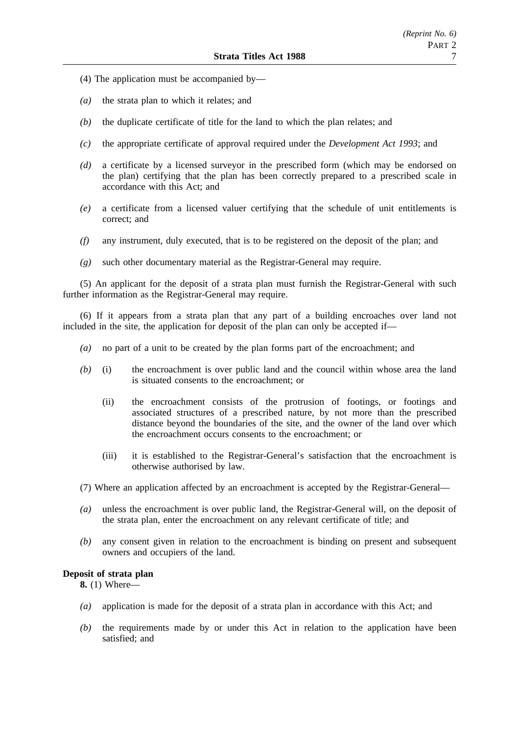(4) The application must be accompanied by—

*(a)* the strata plan to which it relates; and

*(b)* the duplicate certificate of title for the land to which the plan relates; and

*(c)* the appropriate certificate of approval required under the *Development Act 1993*; and

*(d)* a certificate by a licensed surveyor in the prescribed form (which may be endorsed on the plan) certifying that the plan has been correctly prepared to a prescribed scale in accordance with this Act; and

*(e)* a certificate from a licensed valuer certifying that the schedule of unit entitlements is correct; and

*(f)* any instrument, duly executed, that is to be registered on the deposit of the plan; and

*(g)* such other documentary material as the Registrar-General may require.

(5) An applicant for the deposit of a strata plan must furnish the Registrar-General with such further information as the Registrar-General may require.

(6) If it appears from a strata plan that any part of a building encroaches over land not included in the site, the application for deposit of the plan can only be accepted if—

*(a)* no part of a unit to be created by the plan forms part of the encroachment; and

*(b)* (i) the encroachment is over public land and the council within whose area the land is situated consents to the encroachment; or

(ii) the encroachment consists of the protrusion of footings, or footings and associated structures of a prescribed nature, by not more than the prescribed distance beyond the boundaries of the site, and the owner of the land over which the encroachment occurs consents to the encroachment; or

(iii) it is established to the Registrar-General's satisfaction that the encroachment is otherwise authorised by law.

(7) Where an application affected by an encroachment is accepted by the Registrar-General—

*(a)* unless the encroachment is over public land, the Registrar-General will, on the deposit of the strata plan, enter the encroachment on any relevant certificate of title; and

*(b)* any consent given in relation to the encroachment is binding on present and subsequent owners and occupiers of the land.

**Deposit of strata plan**

**8.** (1) Where—

*(a)* application is made for the deposit of a strata plan in accordance with this Act; and

*(b)* the requirements made by or under this Act in relation to the application have been satisfied; and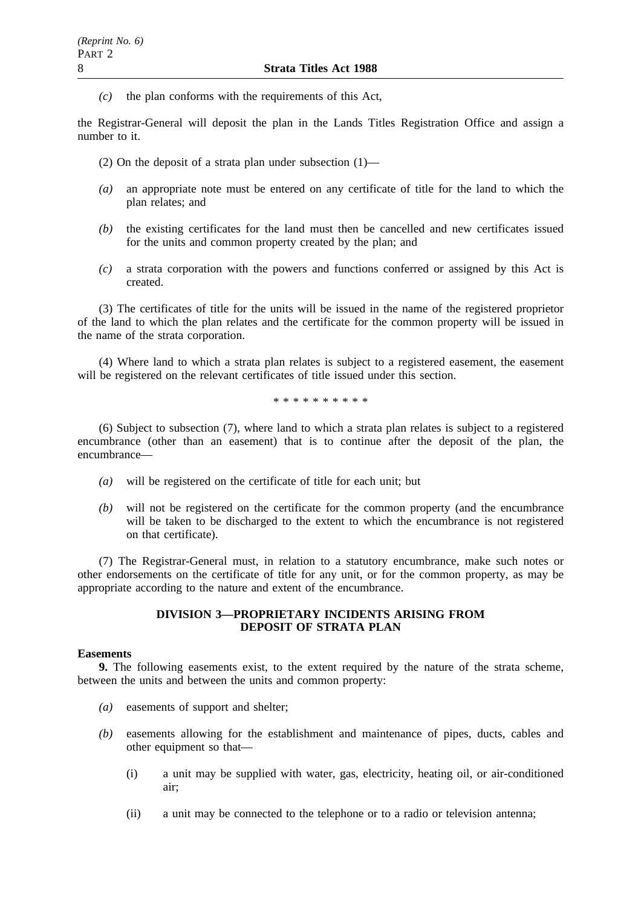*(c)* the plan conforms with the requirements of this Act,

the Registrar-General will deposit the plan in the Lands Titles Registration Office and assign a number to it.

(2) On the deposit of a strata plan under subsection (1)—

*(a)* an appropriate note must be entered on any certificate of title for the land to which the plan relates; and

*(b)* the existing certificates for the land must then be cancelled and new certificates issued for the units and common property created by the plan; and

*(c)* a strata corporation with the powers and functions conferred or assigned by this Act is created.

(3) The certificates of title for the units will be issued in the name of the registered proprietor of the land to which the plan relates and the certificate for the common property will be issued in the name of the strata corporation.

(4) Where land to which a strata plan relates is subject to a registered easement, the easement will be registered on the relevant certificates of title issued under this section.

\* \* \* \* \* \* \* \* \* \*

(6) Subject to subsection (7), where land to which a strata plan relates is subject to a registered encumbrance (other than an easement) that is to continue after the deposit of the plan, the encumbrance—

*(a)* will be registered on the certificate of title for each unit; but

*(b)* will not be registered on the certificate for the common property (and the encumbrance will be taken to be discharged to the extent to which the encumbrance is not registered on that certificate).

(7) The Registrar-General must, in relation to a statutory encumbrance, make such notes or other endorsements on the certificate of title for any unit, or for the common property, as may be appropriate according to the nature and extent of the encumbrance.

## DIVISION 3—PROPRIETARY INCIDENTS ARISING FROM DEPOSIT OF STRATA PLAN

**Easements**

**9.** The following easements exist, to the extent required by the nature of the strata scheme, between the units and between the units and common property:

*(a)* easements of support and shelter;

*(b)* easements allowing for the establishment and maintenance of pipes, ducts, cables and other equipment so that—

(i) a unit may be supplied with water, gas, electricity, heating oil, or air-conditioned air;

(ii) a unit may be connected to the telephone or to a radio or television antenna;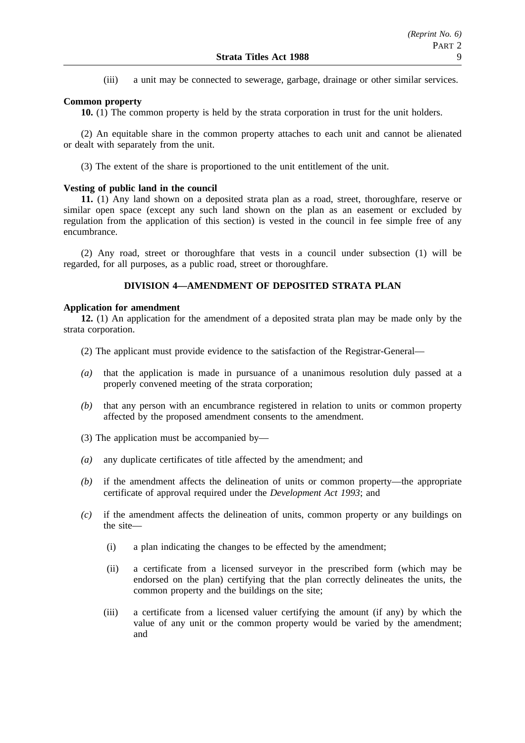(iii) a unit may be connected to sewerage, garbage, drainage or other similar services.

**Common property**

**10.** (1) The common property is held by the strata corporation in trust for the unit holders.

(2) An equitable share in the common property attaches to each unit and cannot be alienated or dealt with separately from the unit.

(3) The extent of the share is proportioned to the unit entitlement of the unit.

**Vesting of public land in the council**

**11.** (1) Any land shown on a deposited strata plan as a road, street, thoroughfare, reserve or similar open space (except any such land shown on the plan as an easement or excluded by regulation from the application of this section) is vested in the council in fee simple free of any encumbrance.

(2) Any road, street or thoroughfare that vests in a council under subsection (1) will be regarded, for all purposes, as a public road, street or thoroughfare.

## DIVISION 4—AMENDMENT OF DEPOSITED STRATA PLAN

**Application for amendment**

**12.** (1) An application for the amendment of a deposited strata plan may be made only by the strata corporation.

(2) The applicant must provide evidence to the satisfaction of the Registrar-General—

*(a)* that the application is made in pursuance of a unanimous resolution duly passed at a properly convened meeting of the strata corporation;

*(b)* that any person with an encumbrance registered in relation to units or common property affected by the proposed amendment consents to the amendment.

(3) The application must be accompanied by—

*(a)* any duplicate certificates of title affected by the amendment; and

*(b)* if the amendment affects the delineation of units or common property—the appropriate certificate of approval required under the *Development Act 1993*; and

*(c)* if the amendment affects the delineation of units, common property or any buildings on the site—

(i) a plan indicating the changes to be effected by the amendment;

(ii) a certificate from a licensed surveyor in the prescribed form (which may be endorsed on the plan) certifying that the plan correctly delineates the units, the common property and the buildings on the site;

(iii) a certificate from a licensed valuer certifying the amount (if any) by which the value of any unit or the common property would be varied by the amendment; and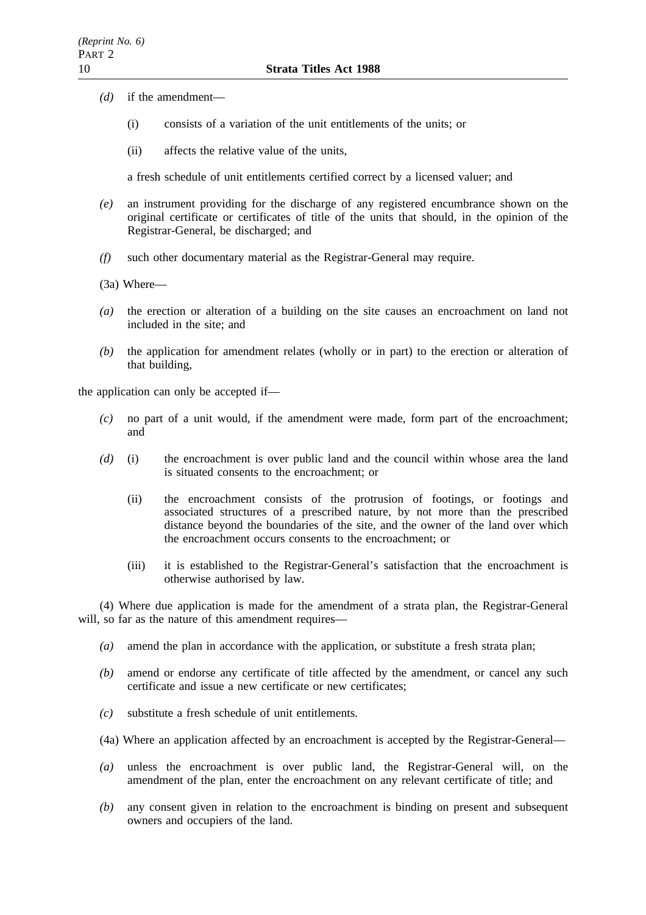*(d)* if the amendment—

(i) consists of a variation of the unit entitlements of the units; or

(ii) affects the relative value of the units,

a fresh schedule of unit entitlements certified correct by a licensed valuer; and

*(e)* an instrument providing for the discharge of any registered encumbrance shown on the original certificate or certificates of title of the units that should, in the opinion of the Registrar-General, be discharged; and

*(f)* such other documentary material as the Registrar-General may require.

(3a) Where—

*(a)* the erection or alteration of a building on the site causes an encroachment on land not included in the site; and

*(b)* the application for amendment relates (wholly or in part) to the erection or alteration of that building,

the application can only be accepted if—

*(c)* no part of a unit would, if the amendment were made, form part of the encroachment; and

*(d)* (i) the encroachment is over public land and the council within whose area the land is situated consents to the encroachment; or

(ii) the encroachment consists of the protrusion of footings, or footings and associated structures of a prescribed nature, by not more than the prescribed distance beyond the boundaries of the site, and the owner of the land over which the encroachment occurs consents to the encroachment; or

(iii) it is established to the Registrar-General's satisfaction that the encroachment is otherwise authorised by law.

(4) Where due application is made for the amendment of a strata plan, the Registrar-General will, so far as the nature of this amendment requires—

*(a)* amend the plan in accordance with the application, or substitute a fresh strata plan;

*(b)* amend or endorse any certificate of title affected by the amendment, or cancel any such certificate and issue a new certificate or new certificates;

*(c)* substitute a fresh schedule of unit entitlements.

(4a) Where an application affected by an encroachment is accepted by the Registrar-General—

*(a)* unless the encroachment is over public land, the Registrar-General will, on the amendment of the plan, enter the encroachment on any relevant certificate of title; and

*(b)* any consent given in relation to the encroachment is binding on present and subsequent owners and occupiers of the land.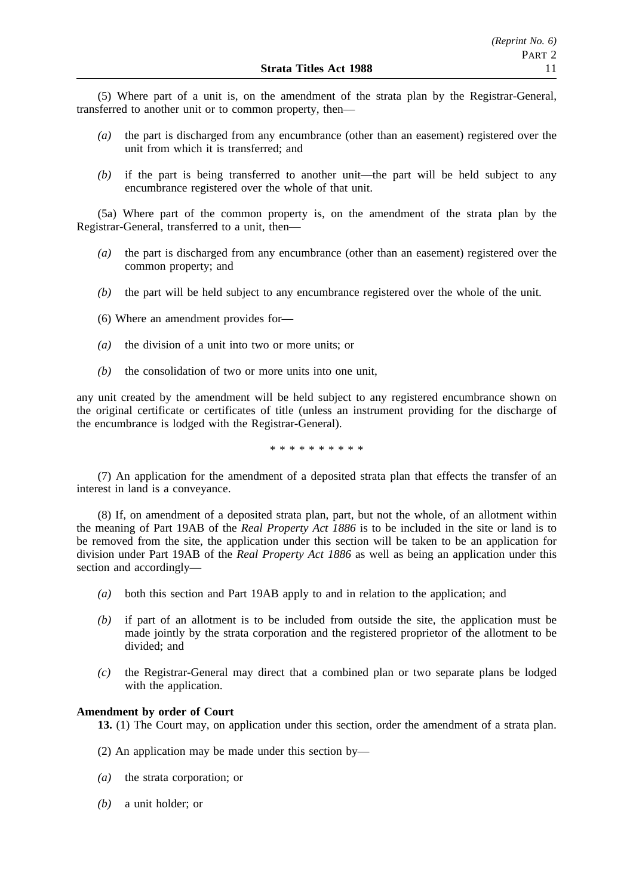(5) Where part of a unit is, on the amendment of the strata plan by the Registrar-General, transferred to another unit or to common property, then—

*(a)* the part is discharged from any encumbrance (other than an easement) registered over the unit from which it is transferred; and

*(b)* if the part is being transferred to another unit—the part will be held subject to any encumbrance registered over the whole of that unit.

(5a) Where part of the common property is, on the amendment of the strata plan by the Registrar-General, transferred to a unit, then—

*(a)* the part is discharged from any encumbrance (other than an easement) registered over the common property; and

*(b)* the part will be held subject to any encumbrance registered over the whole of the unit.

(6) Where an amendment provides for—

*(a)* the division of a unit into two or more units; or

*(b)* the consolidation of two or more units into one unit,

any unit created by the amendment will be held subject to any registered encumbrance shown on the original certificate or certificates of title (unless an instrument providing for the discharge of the encumbrance is lodged with the Registrar-General).

\* \* \* \* \* \* \* \* \* \*

(7) An application for the amendment of a deposited strata plan that effects the transfer of an interest in land is a conveyance.

(8) If, on amendment of a deposited strata plan, part, but not the whole, of an allotment within the meaning of Part 19AB of the *Real Property Act 1886* is to be included in the site or land is to be removed from the site, the application under this section will be taken to be an application for division under Part 19AB of the *Real Property Act 1886* as well as being an application under this section and accordingly—

*(a)* both this section and Part 19AB apply to and in relation to the application; and

*(b)* if part of an allotment is to be included from outside the site, the application must be made jointly by the strata corporation and the registered proprietor of the allotment to be divided; and

*(c)* the Registrar-General may direct that a combined plan or two separate plans be lodged with the application.

**Amendment by order of Court**

**13.** (1) The Court may, on application under this section, order the amendment of a strata plan.

(2) An application may be made under this section by—

*(a)* the strata corporation; or

*(b)* a unit holder; or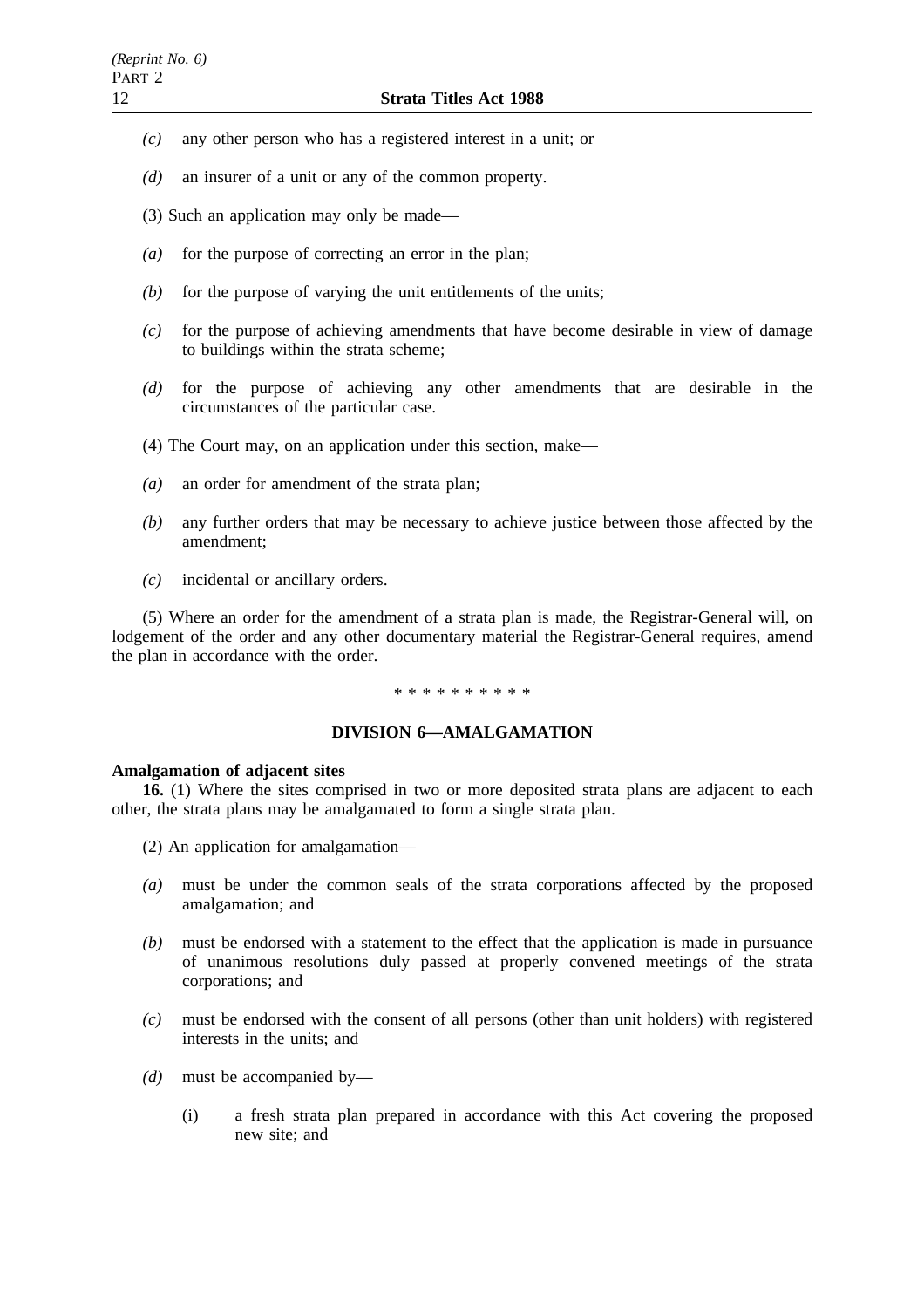*(c)* any other person who has a registered interest in a unit; or

*(d)* an insurer of a unit or any of the common property.

(3) Such an application may only be made—

*(a)* for the purpose of correcting an error in the plan;

*(b)* for the purpose of varying the unit entitlements of the units;

*(c)* for the purpose of achieving amendments that have become desirable in view of damage to buildings within the strata scheme;

*(d)* for the purpose of achieving any other amendments that are desirable in the circumstances of the particular case.

(4) The Court may, on an application under this section, make—

*(a)* an order for amendment of the strata plan;

*(b)* any further orders that may be necessary to achieve justice between those affected by the amendment;

*(c)* incidental or ancillary orders.

(5) Where an order for the amendment of a strata plan is made, the Registrar-General will, on lodgement of the order and any other documentary material the Registrar-General requires, amend the plan in accordance with the order.

* * * * * * * * * *

## DIVISION 6—AMALGAMATION

**Amalgamation of adjacent sites**

**16.** (1) Where the sites comprised in two or more deposited strata plans are adjacent to each other, the strata plans may be amalgamated to form a single strata plan.

(2) An application for amalgamation—

*(a)* must be under the common seals of the strata corporations affected by the proposed amalgamation; and

*(b)* must be endorsed with a statement to the effect that the application is made in pursuance of unanimous resolutions duly passed at properly convened meetings of the strata corporations; and

*(c)* must be endorsed with the consent of all persons (other than unit holders) with registered interests in the units; and

*(d)* must be accompanied by—

(i) a fresh strata plan prepared in accordance with this Act covering the proposed new site; and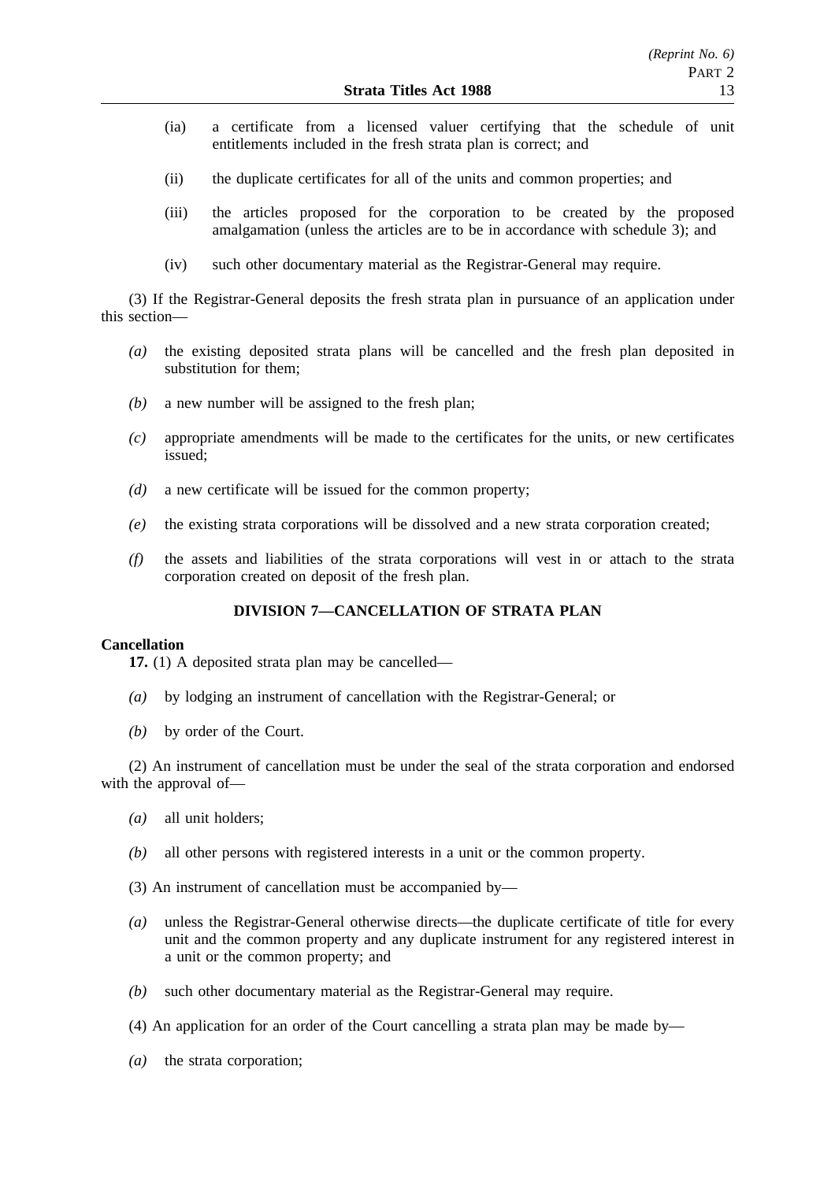(ia) a certificate from a licensed valuer certifying that the schedule of unit entitlements included in the fresh strata plan is correct; and

(ii) the duplicate certificates for all of the units and common properties; and

(iii) the articles proposed for the corporation to be created by the proposed amalgamation (unless the articles are to be in accordance with schedule 3); and

(iv) such other documentary material as the Registrar-General may require.

(3) If the Registrar-General deposits the fresh strata plan in pursuance of an application under this section—

*(a)* the existing deposited strata plans will be cancelled and the fresh plan deposited in substitution for them;

*(b)* a new number will be assigned to the fresh plan;

*(c)* appropriate amendments will be made to the certificates for the units, or new certificates issued;

*(d)* a new certificate will be issued for the common property;

*(e)* the existing strata corporations will be dissolved and a new strata corporation created;

*(f)* the assets and liabilities of the strata corporations will vest in or attach to the strata corporation created on deposit of the fresh plan.

## DIVISION 7—CANCELLATION OF STRATA PLAN

**Cancellation**

**17.** (1) A deposited strata plan may be cancelled—

*(a)* by lodging an instrument of cancellation with the Registrar-General; or

*(b)* by order of the Court.

(2) An instrument of cancellation must be under the seal of the strata corporation and endorsed with the approval of—

*(a)* all unit holders;

*(b)* all other persons with registered interests in a unit or the common property.

(3) An instrument of cancellation must be accompanied by—

*(a)* unless the Registrar-General otherwise directs—the duplicate certificate of title for every unit and the common property and any duplicate instrument for any registered interest in a unit or the common property; and

*(b)* such other documentary material as the Registrar-General may require.

(4) An application for an order of the Court cancelling a strata plan may be made by—

*(a)* the strata corporation;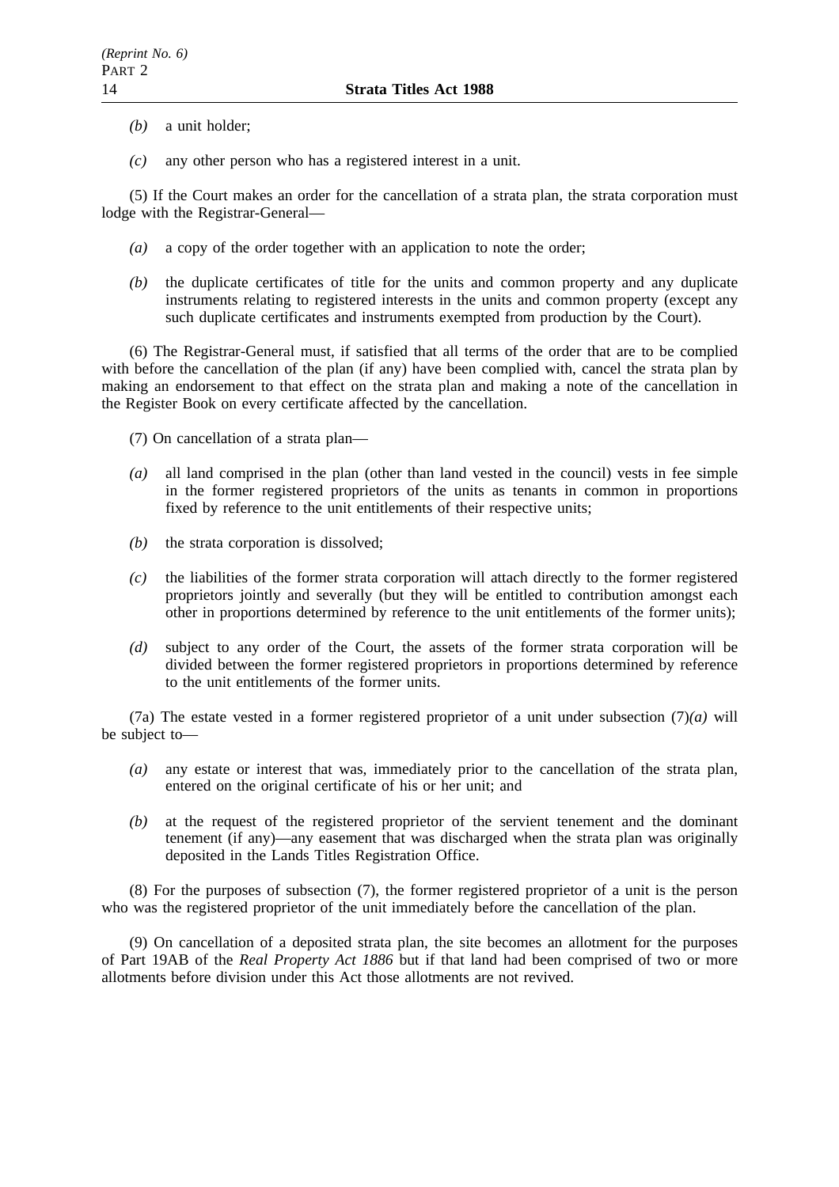*(b)* a unit holder;

*(c)* any other person who has a registered interest in a unit.

(5) If the Court makes an order for the cancellation of a strata plan, the strata corporation must lodge with the Registrar-General—

*(a)* a copy of the order together with an application to note the order;

*(b)* the duplicate certificates of title for the units and common property and any duplicate instruments relating to registered interests in the units and common property (except any such duplicate certificates and instruments exempted from production by the Court).

(6) The Registrar-General must, if satisfied that all terms of the order that are to be complied with before the cancellation of the plan (if any) have been complied with, cancel the strata plan by making an endorsement to that effect on the strata plan and making a note of the cancellation in the Register Book on every certificate affected by the cancellation.

(7) On cancellation of a strata plan—

*(a)* all land comprised in the plan (other than land vested in the council) vests in fee simple in the former registered proprietors of the units as tenants in common in proportions fixed by reference to the unit entitlements of their respective units;

*(b)* the strata corporation is dissolved;

*(c)* the liabilities of the former strata corporation will attach directly to the former registered proprietors jointly and severally (but they will be entitled to contribution amongst each other in proportions determined by reference to the unit entitlements of the former units);

*(d)* subject to any order of the Court, the assets of the former strata corporation will be divided between the former registered proprietors in proportions determined by reference to the unit entitlements of the former units.

(7a) The estate vested in a former registered proprietor of a unit under subsection (7)*(a)* will be subject to—

*(a)* any estate or interest that was, immediately prior to the cancellation of the strata plan, entered on the original certificate of his or her unit; and

*(b)* at the request of the registered proprietor of the servient tenement and the dominant tenement (if any)—any easement that was discharged when the strata plan was originally deposited in the Lands Titles Registration Office.

(8) For the purposes of subsection (7), the former registered proprietor of a unit is the person who was the registered proprietor of the unit immediately before the cancellation of the plan.

(9) On cancellation of a deposited strata plan, the site becomes an allotment for the purposes of Part 19AB of the *Real Property Act 1886* but if that land had been comprised of two or more allotments before division under this Act those allotments are not revived.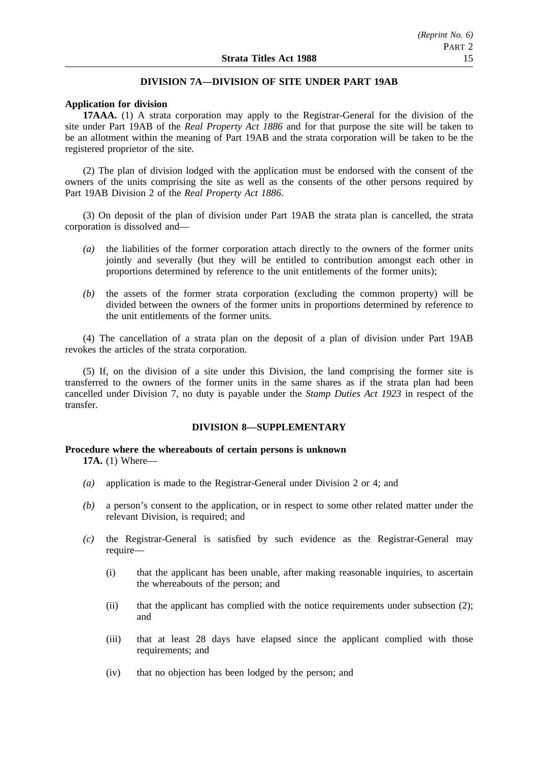## DIVISION 7A—DIVISION OF SITE UNDER PART 19AB

**Application for division**

**17AAA.** (1) A strata corporation may apply to the Registrar-General for the division of the site under Part 19AB of the *Real Property Act 1886* and for that purpose the site will be taken to be an allotment within the meaning of Part 19AB and the strata corporation will be taken to be the registered proprietor of the site.

(2) The plan of division lodged with the application must be endorsed with the consent of the owners of the units comprising the site as well as the consents of the other persons required by Part 19AB Division 2 of the *Real Property Act 1886*.

(3) On deposit of the plan of division under Part 19AB the strata plan is cancelled, the strata corporation is dissolved and—

- *(a)* the liabilities of the former corporation attach directly to the owners of the former units jointly and severally (but they will be entitled to contribution amongst each other in proportions determined by reference to the unit entitlements of the former units);
- *(b)* the assets of the former strata corporation (excluding the common property) will be divided between the owners of the former units in proportions determined by reference to the unit entitlements of the former units.

(4) The cancellation of a strata plan on the deposit of a plan of division under Part 19AB revokes the articles of the strata corporation.

(5) If, on the division of a site under this Division, the land comprising the former site is transferred to the owners of the former units in the same shares as if the strata plan had been cancelled under Division 7, no duty is payable under the *Stamp Duties Act 1923* in respect of the transfer.

## DIVISION 8—SUPPLEMENTARY

**Procedure where the whereabouts of certain persons is unknown**

**17A.** (1) Where—

- *(a)* application is made to the Registrar-General under Division 2 or 4; and
- *(b)* a person's consent to the application, or in respect to some other related matter under the relevant Division, is required; and
- *(c)* the Registrar-General is satisfied by such evidence as the Registrar-General may require—
    - (i) that the applicant has been unable, after making reasonable inquiries, to ascertain the whereabouts of the person; and
    - (ii) that the applicant has complied with the notice requirements under subsection (2); and
    - (iii) that at least 28 days have elapsed since the applicant complied with those requirements; and
    - (iv) that no objection has been lodged by the person; and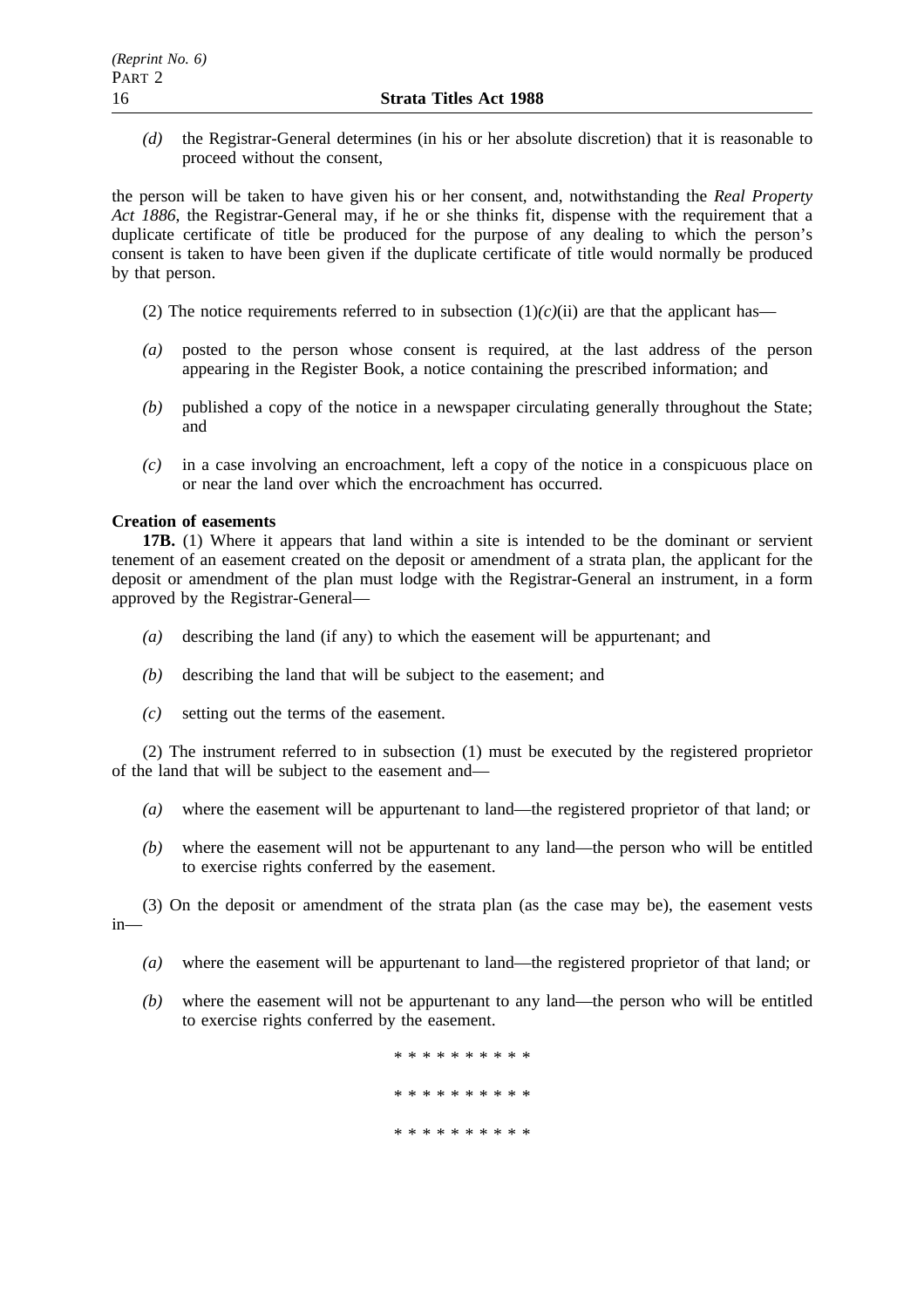*(d)* the Registrar-General determines (in his or her absolute discretion) that it is reasonable to proceed without the consent,

the person will be taken to have given his or her consent, and, notwithstanding the *Real Property Act 1886*, the Registrar-General may, if he or she thinks fit, dispense with the requirement that a duplicate certificate of title be produced for the purpose of any dealing to which the person's consent is taken to have been given if the duplicate certificate of title would normally be produced by that person.

(2) The notice requirements referred to in subsection (1)*(c)*(ii) are that the applicant has—

*(a)* posted to the person whose consent is required, at the last address of the person appearing in the Register Book, a notice containing the prescribed information; and

*(b)* published a copy of the notice in a newspaper circulating generally throughout the State; and

*(c)* in a case involving an encroachment, left a copy of the notice in a conspicuous place on or near the land over which the encroachment has occurred.

**Creation of easements**

**17B.** (1) Where it appears that land within a site is intended to be the dominant or servient tenement of an easement created on the deposit or amendment of a strata plan, the applicant for the deposit or amendment of the plan must lodge with the Registrar-General an instrument, in a form approved by the Registrar-General—

*(a)* describing the land (if any) to which the easement will be appurtenant; and

*(b)* describing the land that will be subject to the easement; and

*(c)* setting out the terms of the easement.

(2) The instrument referred to in subsection (1) must be executed by the registered proprietor of the land that will be subject to the easement and—

*(a)* where the easement will be appurtenant to land—the registered proprietor of that land; or

*(b)* where the easement will not be appurtenant to any land—the person who will be entitled to exercise rights conferred by the easement.

(3) On the deposit or amendment of the strata plan (as the case may be), the easement vests in—

*(a)* where the easement will be appurtenant to land—the registered proprietor of that land; or

*(b)* where the easement will not be appurtenant to any land—the person who will be entitled to exercise rights conferred by the easement.

\* \* \* \* \* \* \* \* \* \*

\* \* \* \* \* \* \* \* \* \*

\* \* \* \* \* \* \* \* \* \*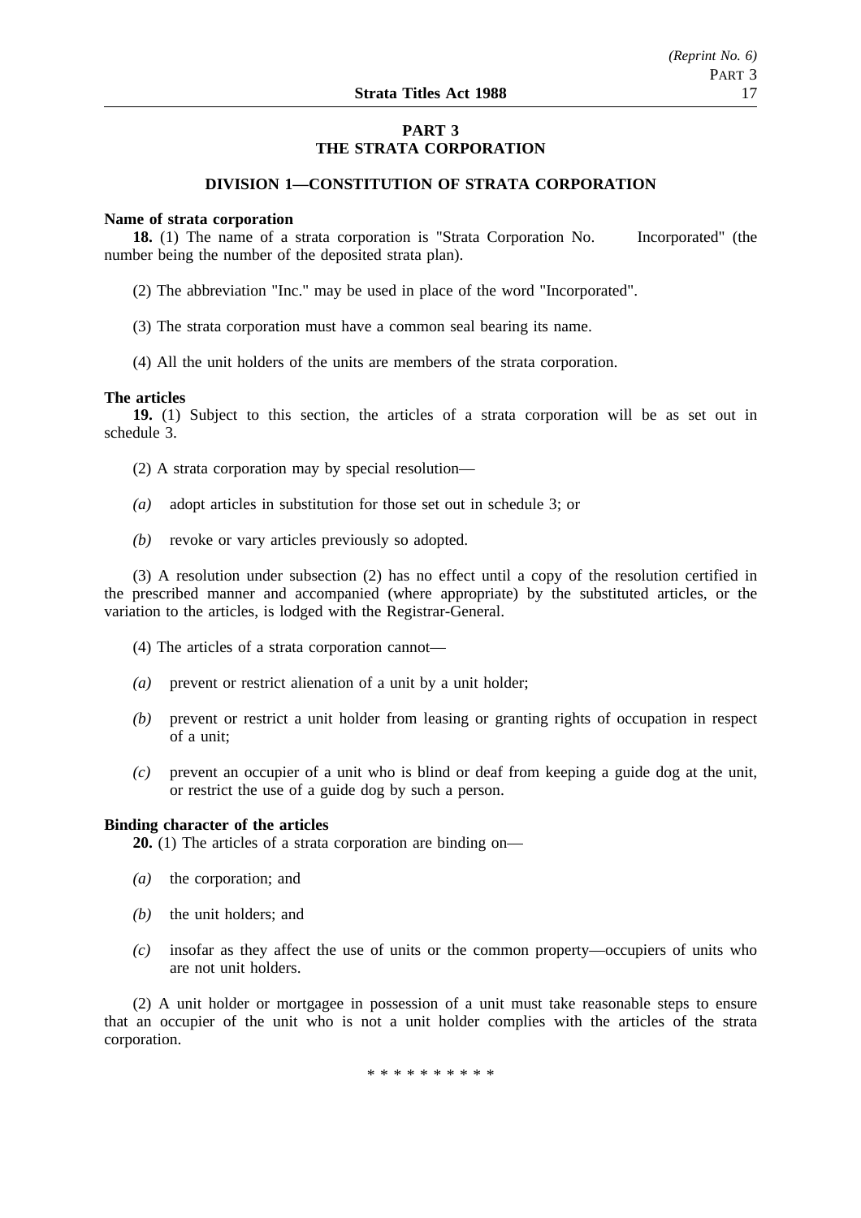## PART 3
## THE STRATA CORPORATION

### DIVISION 1—CONSTITUTION OF STRATA CORPORATION

**Name of strata corporation**

**18.** (1) The name of a strata corporation is "Strata Corporation No.        Incorporated" (the number being the number of the deposited strata plan).

(2) The abbreviation "Inc." may be used in place of the word "Incorporated".

(3) The strata corporation must have a common seal bearing its name.

(4) All the unit holders of the units are members of the strata corporation.

**The articles**

**19.** (1) Subject to this section, the articles of a strata corporation will be as set out in schedule 3.

(2) A strata corporation may by special resolution—

*(a)* adopt articles in substitution for those set out in schedule 3; or

*(b)* revoke or vary articles previously so adopted.

(3) A resolution under subsection (2) has no effect until a copy of the resolution certified in the prescribed manner and accompanied (where appropriate) by the substituted articles, or the variation to the articles, is lodged with the Registrar-General.

(4) The articles of a strata corporation cannot—

*(a)* prevent or restrict alienation of a unit by a unit holder;

*(b)* prevent or restrict a unit holder from leasing or granting rights of occupation in respect of a unit;

*(c)* prevent an occupier of a unit who is blind or deaf from keeping a guide dog at the unit, or restrict the use of a guide dog by such a person.

**Binding character of the articles**

**20.** (1) The articles of a strata corporation are binding on—

*(a)* the corporation; and

*(b)* the unit holders; and

*(c)* insofar as they affect the use of units or the common property—occupiers of units who are not unit holders.

(2) A unit holder or mortgagee in possession of a unit must take reasonable steps to ensure that an occupier of the unit who is not a unit holder complies with the articles of the strata corporation.

* * * * * * * * * *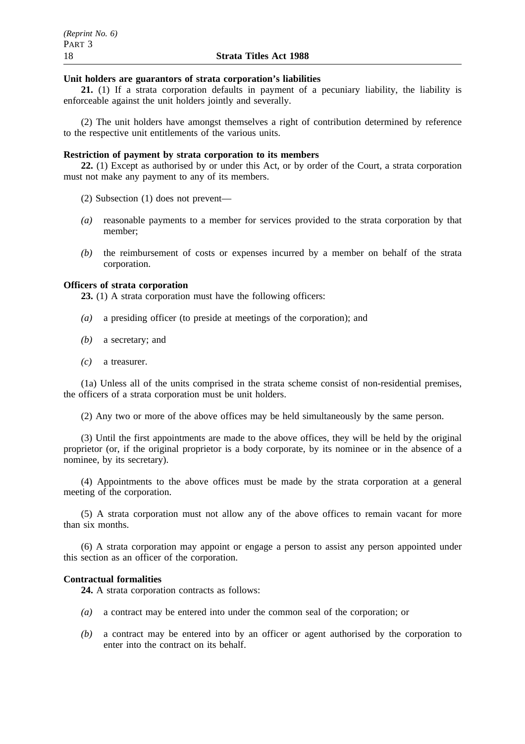**Unit holders are guarantors of strata corporation's liabilities**

**21.** (1) If a strata corporation defaults in payment of a pecuniary liability, the liability is enforceable against the unit holders jointly and severally.

(2) The unit holders have amongst themselves a right of contribution determined by reference to the respective unit entitlements of the various units.

**Restriction of payment by strata corporation to its members**

**22.** (1) Except as authorised by or under this Act, or by order of the Court, a strata corporation must not make any payment to any of its members.

(2) Subsection (1) does not prevent—

*(a)* reasonable payments to a member for services provided to the strata corporation by that member;

*(b)* the reimbursement of costs or expenses incurred by a member on behalf of the strata corporation.

**Officers of strata corporation**

**23.** (1) A strata corporation must have the following officers:

*(a)* a presiding officer (to preside at meetings of the corporation); and

*(b)* a secretary; and

*(c)* a treasurer.

(1a) Unless all of the units comprised in the strata scheme consist of non-residential premises, the officers of a strata corporation must be unit holders.

(2) Any two or more of the above offices may be held simultaneously by the same person.

(3) Until the first appointments are made to the above offices, they will be held by the original proprietor (or, if the original proprietor is a body corporate, by its nominee or in the absence of a nominee, by its secretary).

(4) Appointments to the above offices must be made by the strata corporation at a general meeting of the corporation.

(5) A strata corporation must not allow any of the above offices to remain vacant for more than six months.

(6) A strata corporation may appoint or engage a person to assist any person appointed under this section as an officer of the corporation.

**Contractual formalities**

**24.** A strata corporation contracts as follows:

*(a)* a contract may be entered into under the common seal of the corporation; or

*(b)* a contract may be entered into by an officer or agent authorised by the corporation to enter into the contract on its behalf.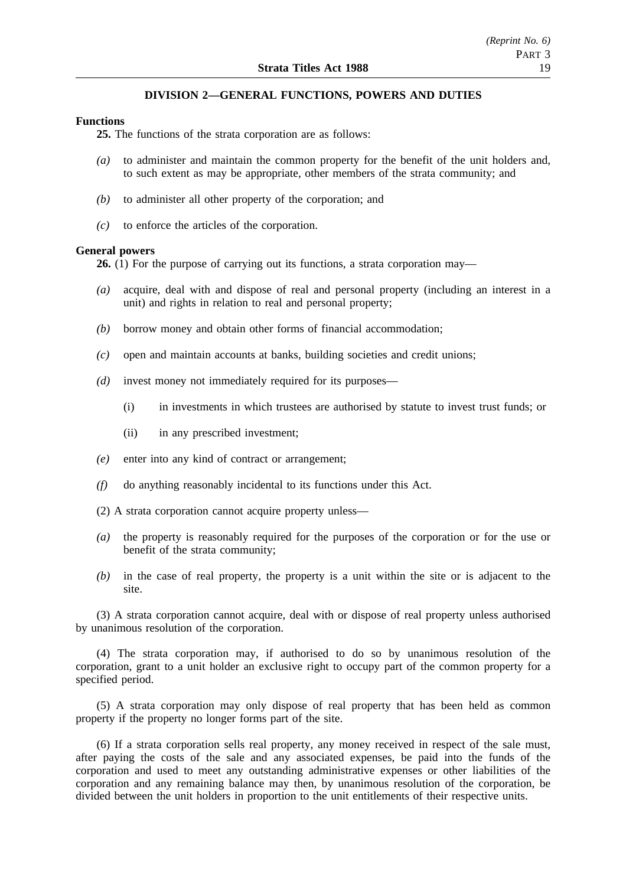## DIVISION 2—GENERAL FUNCTIONS, POWERS AND DUTIES

**Functions**

**25.** The functions of the strata corporation are as follows:

*(a)* to administer and maintain the common property for the benefit of the unit holders and, to such extent as may be appropriate, other members of the strata community; and

*(b)* to administer all other property of the corporation; and

*(c)* to enforce the articles of the corporation.

**General powers**

**26.** (1) For the purpose of carrying out its functions, a strata corporation may—

*(a)* acquire, deal with and dispose of real and personal property (including an interest in a unit) and rights in relation to real and personal property;

*(b)* borrow money and obtain other forms of financial accommodation;

*(c)* open and maintain accounts at banks, building societies and credit unions;

*(d)* invest money not immediately required for its purposes—

(i) in investments in which trustees are authorised by statute to invest trust funds; or

(ii) in any prescribed investment;

*(e)* enter into any kind of contract or arrangement;

*(f)* do anything reasonably incidental to its functions under this Act.

(2) A strata corporation cannot acquire property unless—

*(a)* the property is reasonably required for the purposes of the corporation or for the use or benefit of the strata community;

*(b)* in the case of real property, the property is a unit within the site or is adjacent to the site.

(3) A strata corporation cannot acquire, deal with or dispose of real property unless authorised by unanimous resolution of the corporation.

(4) The strata corporation may, if authorised to do so by unanimous resolution of the corporation, grant to a unit holder an exclusive right to occupy part of the common property for a specified period.

(5) A strata corporation may only dispose of real property that has been held as common property if the property no longer forms part of the site.

(6) If a strata corporation sells real property, any money received in respect of the sale must, after paying the costs of the sale and any associated expenses, be paid into the funds of the corporation and used to meet any outstanding administrative expenses or other liabilities of the corporation and any remaining balance may then, by unanimous resolution of the corporation, be divided between the unit holders in proportion to the unit entitlements of their respective units.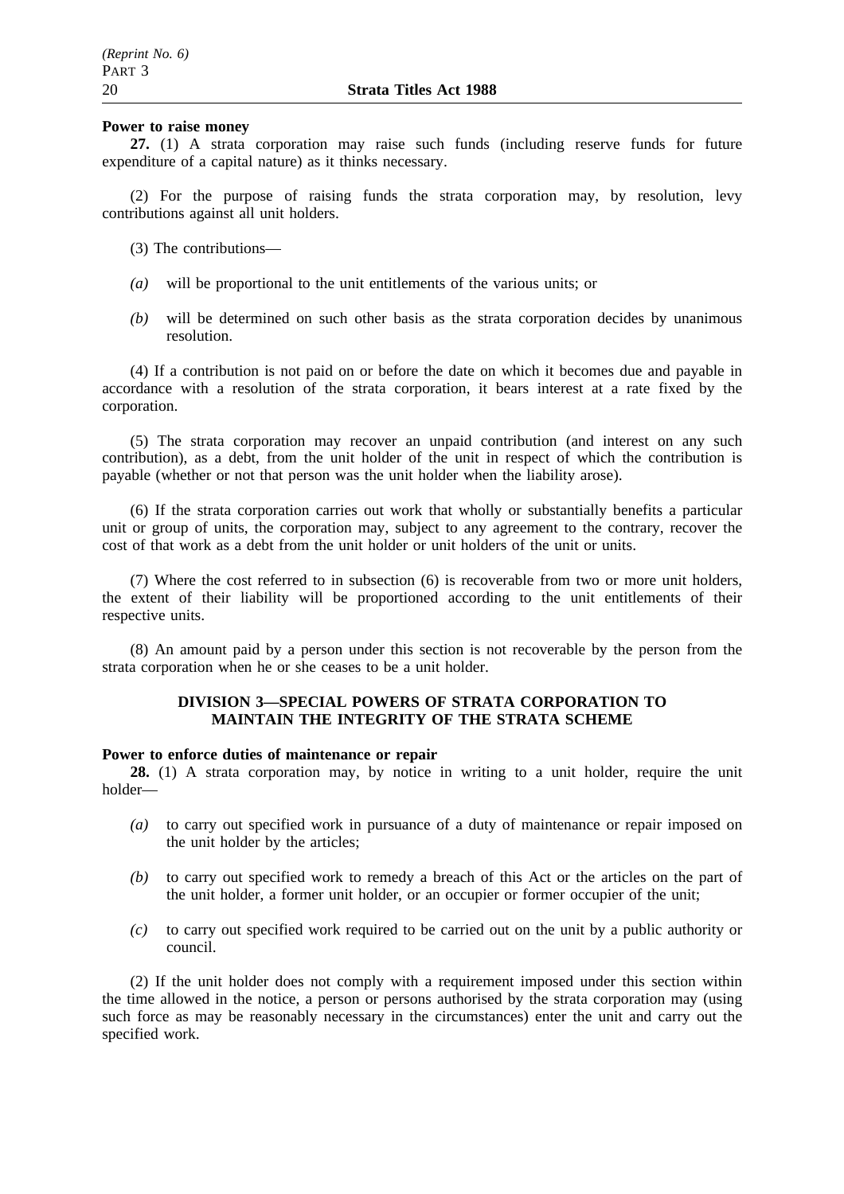**Power to raise money**

**27.** (1) A strata corporation may raise such funds (including reserve funds for future expenditure of a capital nature) as it thinks necessary.

(2) For the purpose of raising funds the strata corporation may, by resolution, levy contributions against all unit holders.

(3) The contributions—

*(a)* will be proportional to the unit entitlements of the various units; or

*(b)* will be determined on such other basis as the strata corporation decides by unanimous resolution.

(4) If a contribution is not paid on or before the date on which it becomes due and payable in accordance with a resolution of the strata corporation, it bears interest at a rate fixed by the corporation.

(5) The strata corporation may recover an unpaid contribution (and interest on any such contribution), as a debt, from the unit holder of the unit in respect of which the contribution is payable (whether or not that person was the unit holder when the liability arose).

(6) If the strata corporation carries out work that wholly or substantially benefits a particular unit or group of units, the corporation may, subject to any agreement to the contrary, recover the cost of that work as a debt from the unit holder or unit holders of the unit or units.

(7) Where the cost referred to in subsection (6) is recoverable from two or more unit holders, the extent of their liability will be proportioned according to the unit entitlements of their respective units.

(8) An amount paid by a person under this section is not recoverable by the person from the strata corporation when he or she ceases to be a unit holder.

## DIVISION 3—SPECIAL POWERS OF STRATA CORPORATION TO MAINTAIN THE INTEGRITY OF THE STRATA SCHEME

**Power to enforce duties of maintenance or repair**

**28.** (1) A strata corporation may, by notice in writing to a unit holder, require the unit holder—

*(a)* to carry out specified work in pursuance of a duty of maintenance or repair imposed on the unit holder by the articles;

*(b)* to carry out specified work to remedy a breach of this Act or the articles on the part of the unit holder, a former unit holder, or an occupier or former occupier of the unit;

*(c)* to carry out specified work required to be carried out on the unit by a public authority or council.

(2) If the unit holder does not comply with a requirement imposed under this section within the time allowed in the notice, a person or persons authorised by the strata corporation may (using such force as may be reasonably necessary in the circumstances) enter the unit and carry out the specified work.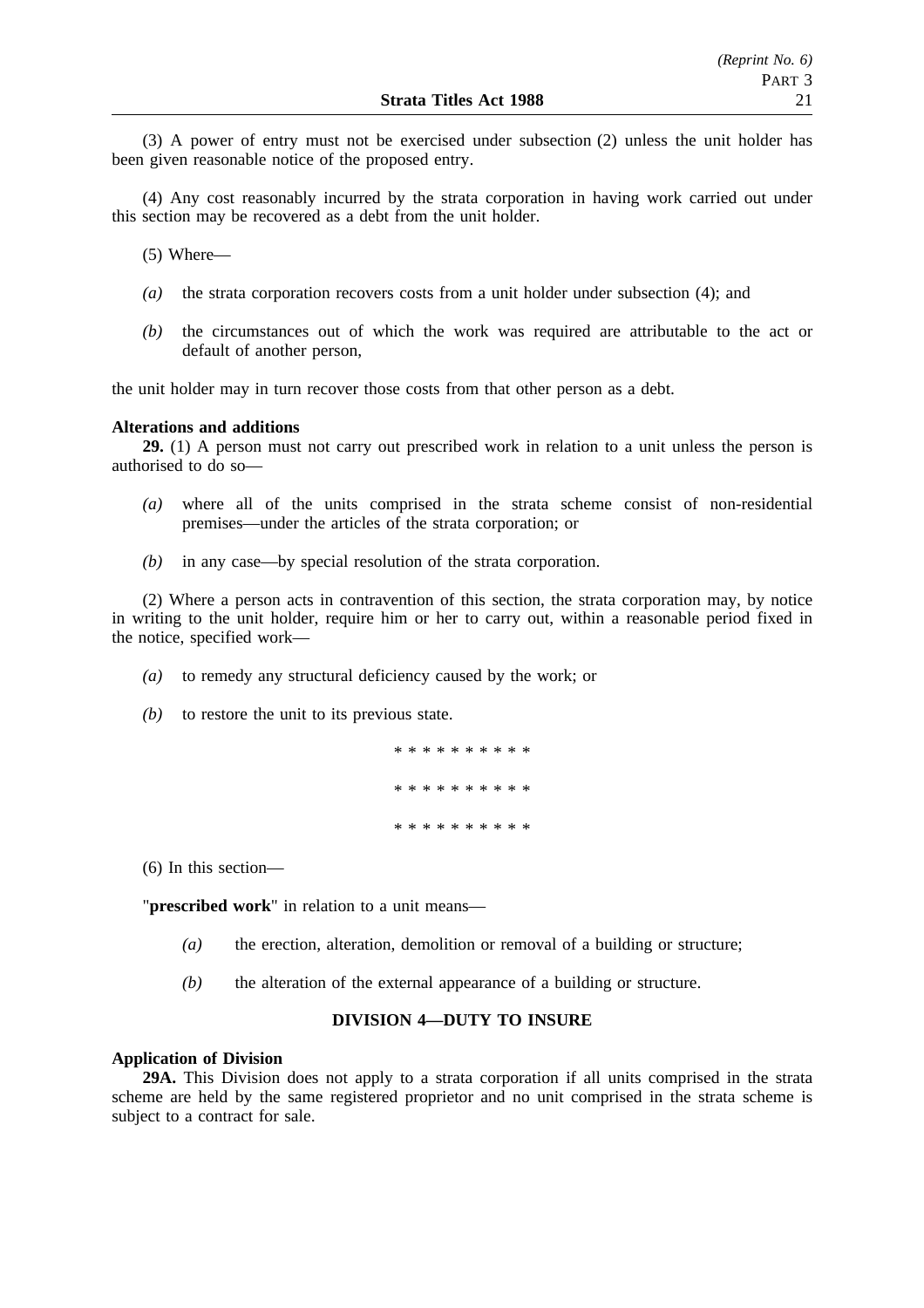(3) A power of entry must not be exercised under subsection (2) unless the unit holder has been given reasonable notice of the proposed entry.

(4) Any cost reasonably incurred by the strata corporation in having work carried out under this section may be recovered as a debt from the unit holder.

(5) Where—

*(a)* the strata corporation recovers costs from a unit holder under subsection (4); and

*(b)* the circumstances out of which the work was required are attributable to the act or default of another person,

the unit holder may in turn recover those costs from that other person as a debt.

**Alterations and additions**

**29.** (1) A person must not carry out prescribed work in relation to a unit unless the person is authorised to do so—

*(a)* where all of the units comprised in the strata scheme consist of non-residential premises—under the articles of the strata corporation; or

*(b)* in any case—by special resolution of the strata corporation.

(2) Where a person acts in contravention of this section, the strata corporation may, by notice in writing to the unit holder, require him or her to carry out, within a reasonable period fixed in the notice, specified work—

*(a)* to remedy any structural deficiency caused by the work; or

*(b)* to restore the unit to its previous state.

\* \* \* \* \* \* \* \* \* \*

\* \* \* \* \* \* \* \* \* \*

\* \* \* \* \* \* \* \* \* \*

(6) In this section—

"**prescribed work**" in relation to a unit means—

*(a)* the erection, alteration, demolition or removal of a building or structure;

*(b)* the alteration of the external appearance of a building or structure.

## DIVISION 4—DUTY TO INSURE

**Application of Division**

**29A.** This Division does not apply to a strata corporation if all units comprised in the strata scheme are held by the same registered proprietor and no unit comprised in the strata scheme is subject to a contract for sale.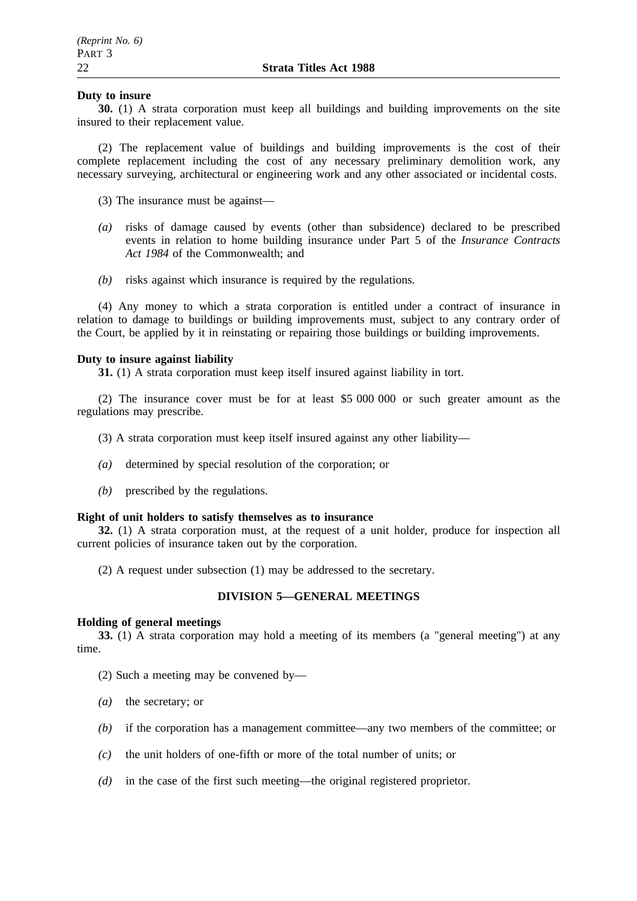**Duty to insure**

**30.** (1) A strata corporation must keep all buildings and building improvements on the site insured to their replacement value.

(2) The replacement value of buildings and building improvements is the cost of their complete replacement including the cost of any necessary preliminary demolition work, any necessary surveying, architectural or engineering work and any other associated or incidental costs.

(3) The insurance must be against—

*(a)* risks of damage caused by events (other than subsidence) declared to be prescribed events in relation to home building insurance under Part 5 of the *Insurance Contracts Act 1984* of the Commonwealth; and

*(b)* risks against which insurance is required by the regulations.

(4) Any money to which a strata corporation is entitled under a contract of insurance in relation to damage to buildings or building improvements must, subject to any contrary order of the Court, be applied by it in reinstating or repairing those buildings or building improvements.

**Duty to insure against liability**

**31.** (1) A strata corporation must keep itself insured against liability in tort.

(2) The insurance cover must be for at least $5 000 000 or such greater amount as the regulations may prescribe.

(3) A strata corporation must keep itself insured against any other liability—

*(a)* determined by special resolution of the corporation; or

*(b)* prescribed by the regulations.

**Right of unit holders to satisfy themselves as to insurance**

**32.** (1) A strata corporation must, at the request of a unit holder, produce for inspection all current policies of insurance taken out by the corporation.

(2) A request under subsection (1) may be addressed to the secretary.

## DIVISION 5—GENERAL MEETINGS

**Holding of general meetings**

**33.** (1) A strata corporation may hold a meeting of its members (a "general meeting") at any time.

(2) Such a meeting may be convened by—

*(a)* the secretary; or

*(b)* if the corporation has a management committee—any two members of the committee; or

*(c)* the unit holders of one-fifth or more of the total number of units; or

*(d)* in the case of the first such meeting—the original registered proprietor.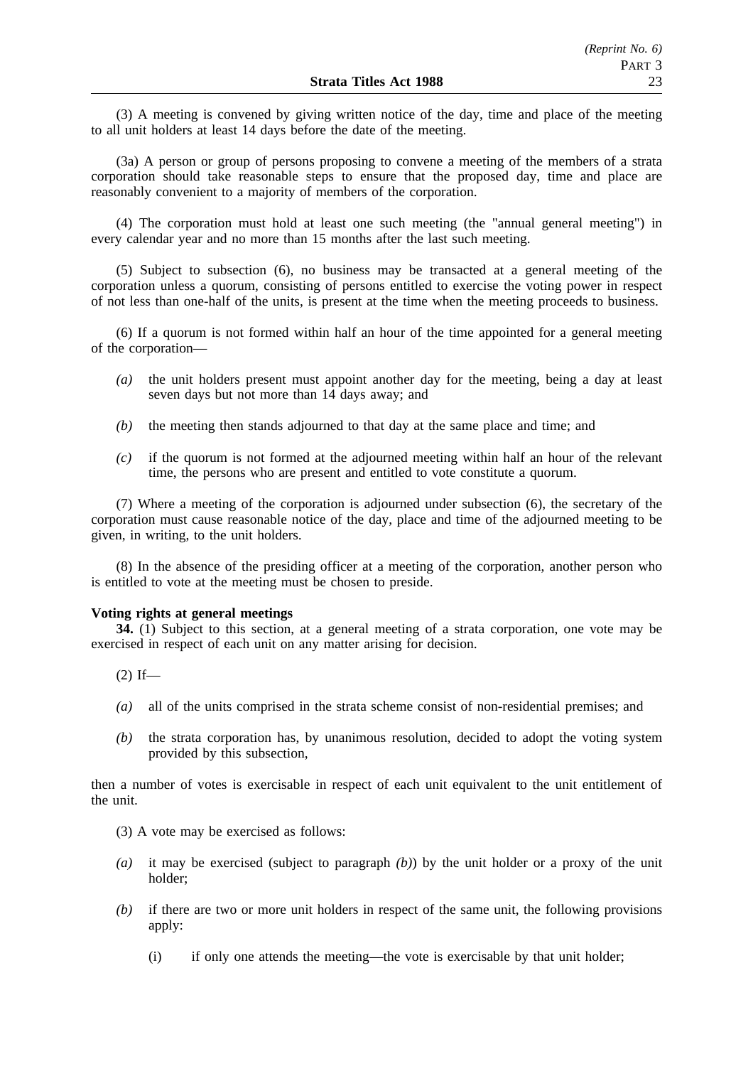(3) A meeting is convened by giving written notice of the day, time and place of the meeting to all unit holders at least 14 days before the date of the meeting.

(3a) A person or group of persons proposing to convene a meeting of the members of a strata corporation should take reasonable steps to ensure that the proposed day, time and place are reasonably convenient to a majority of members of the corporation.

(4) The corporation must hold at least one such meeting (the "annual general meeting") in every calendar year and no more than 15 months after the last such meeting.

(5) Subject to subsection (6), no business may be transacted at a general meeting of the corporation unless a quorum, consisting of persons entitled to exercise the voting power in respect of not less than one-half of the units, is present at the time when the meeting proceeds to business.

(6) If a quorum is not formed within half an hour of the time appointed for a general meeting of the corporation—

*(a)* the unit holders present must appoint another day for the meeting, being a day at least seven days but not more than 14 days away; and

*(b)* the meeting then stands adjourned to that day at the same place and time; and

*(c)* if the quorum is not formed at the adjourned meeting within half an hour of the relevant time, the persons who are present and entitled to vote constitute a quorum.

(7) Where a meeting of the corporation is adjourned under subsection (6), the secretary of the corporation must cause reasonable notice of the day, place and time of the adjourned meeting to be given, in writing, to the unit holders.

(8) In the absence of the presiding officer at a meeting of the corporation, another person who is entitled to vote at the meeting must be chosen to preside.

**Voting rights at general meetings**

**34.** (1) Subject to this section, at a general meeting of a strata corporation, one vote may be exercised in respect of each unit on any matter arising for decision.

(2) If—

*(a)* all of the units comprised in the strata scheme consist of non-residential premises; and

*(b)* the strata corporation has, by unanimous resolution, decided to adopt the voting system provided by this subsection,

then a number of votes is exercisable in respect of each unit equivalent to the unit entitlement of the unit.

(3) A vote may be exercised as follows:

*(a)* it may be exercised (subject to paragraph *(b)*) by the unit holder or a proxy of the unit holder;

*(b)* if there are two or more unit holders in respect of the same unit, the following provisions apply:

(i) if only one attends the meeting—the vote is exercisable by that unit holder;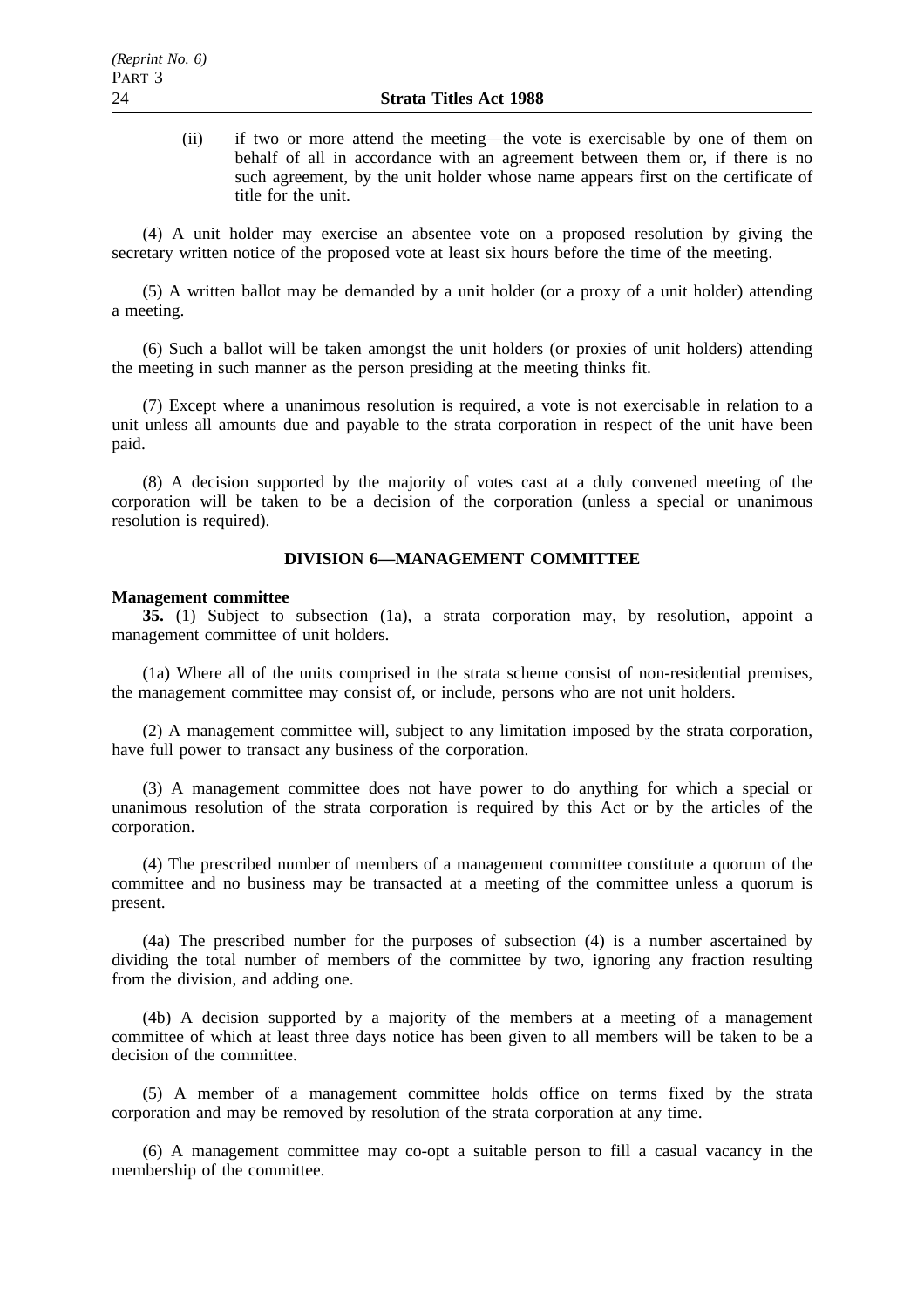(ii) if two or more attend the meeting—the vote is exercisable by one of them on behalf of all in accordance with an agreement between them or, if there is no such agreement, by the unit holder whose name appears first on the certificate of title for the unit.

(4) A unit holder may exercise an absentee vote on a proposed resolution by giving the secretary written notice of the proposed vote at least six hours before the time of the meeting.

(5) A written ballot may be demanded by a unit holder (or a proxy of a unit holder) attending a meeting.

(6) Such a ballot will be taken amongst the unit holders (or proxies of unit holders) attending the meeting in such manner as the person presiding at the meeting thinks fit.

(7) Except where a unanimous resolution is required, a vote is not exercisable in relation to a unit unless all amounts due and payable to the strata corporation in respect of the unit have been paid.

(8) A decision supported by the majority of votes cast at a duly convened meeting of the corporation will be taken to be a decision of the corporation (unless a special or unanimous resolution is required).

## DIVISION 6—MANAGEMENT COMMITTEE

**Management committee**

**35.** (1) Subject to subsection (1a), a strata corporation may, by resolution, appoint a management committee of unit holders.

(1a) Where all of the units comprised in the strata scheme consist of non-residential premises, the management committee may consist of, or include, persons who are not unit holders.

(2) A management committee will, subject to any limitation imposed by the strata corporation, have full power to transact any business of the corporation.

(3) A management committee does not have power to do anything for which a special or unanimous resolution of the strata corporation is required by this Act or by the articles of the corporation.

(4) The prescribed number of members of a management committee constitute a quorum of the committee and no business may be transacted at a meeting of the committee unless a quorum is present.

(4a) The prescribed number for the purposes of subsection (4) is a number ascertained by dividing the total number of members of the committee by two, ignoring any fraction resulting from the division, and adding one.

(4b) A decision supported by a majority of the members at a meeting of a management committee of which at least three days notice has been given to all members will be taken to be a decision of the committee.

(5) A member of a management committee holds office on terms fixed by the strata corporation and may be removed by resolution of the strata corporation at any time.

(6) A management committee may co-opt a suitable person to fill a casual vacancy in the membership of the committee.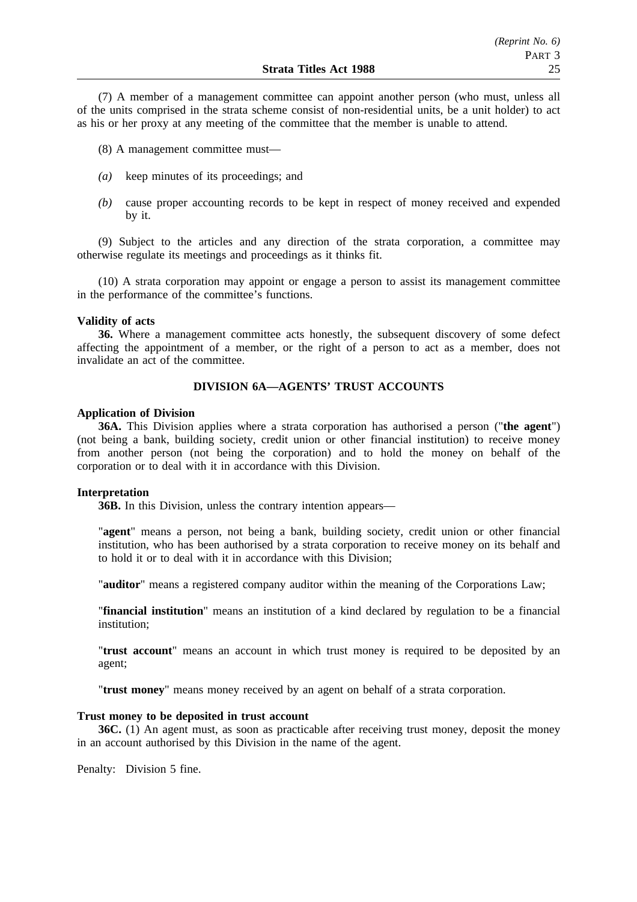(7) A member of a management committee can appoint another person (who must, unless all of the units comprised in the strata scheme consist of non-residential units, be a unit holder) to act as his or her proxy at any meeting of the committee that the member is unable to attend.

(8) A management committee must—

*(a)* keep minutes of its proceedings; and

*(b)* cause proper accounting records to be kept in respect of money received and expended by it.

(9) Subject to the articles and any direction of the strata corporation, a committee may otherwise regulate its meetings and proceedings as it thinks fit.

(10) A strata corporation may appoint or engage a person to assist its management committee in the performance of the committee's functions.

**Validity of acts**

**36.** Where a management committee acts honestly, the subsequent discovery of some defect affecting the appointment of a member, or the right of a person to act as a member, does not invalidate an act of the committee.

## DIVISION 6A—AGENTS' TRUST ACCOUNTS

**Application of Division**

**36A.** This Division applies where a strata corporation has authorised a person ("**the agent**") (not being a bank, building society, credit union or other financial institution) to receive money from another person (not being the corporation) and to hold the money on behalf of the corporation or to deal with it in accordance with this Division.

**Interpretation**

**36B.** In this Division, unless the contrary intention appears—

"**agent**" means a person, not being a bank, building society, credit union or other financial institution, who has been authorised by a strata corporation to receive money on its behalf and to hold it or to deal with it in accordance with this Division;

"**auditor**" means a registered company auditor within the meaning of the Corporations Law;

"**financial institution**" means an institution of a kind declared by regulation to be a financial institution;

"**trust account**" means an account in which trust money is required to be deposited by an agent;

"**trust money**" means money received by an agent on behalf of a strata corporation.

**Trust money to be deposited in trust account**

**36C.** (1) An agent must, as soon as practicable after receiving trust money, deposit the money in an account authorised by this Division in the name of the agent.

Penalty: Division 5 fine.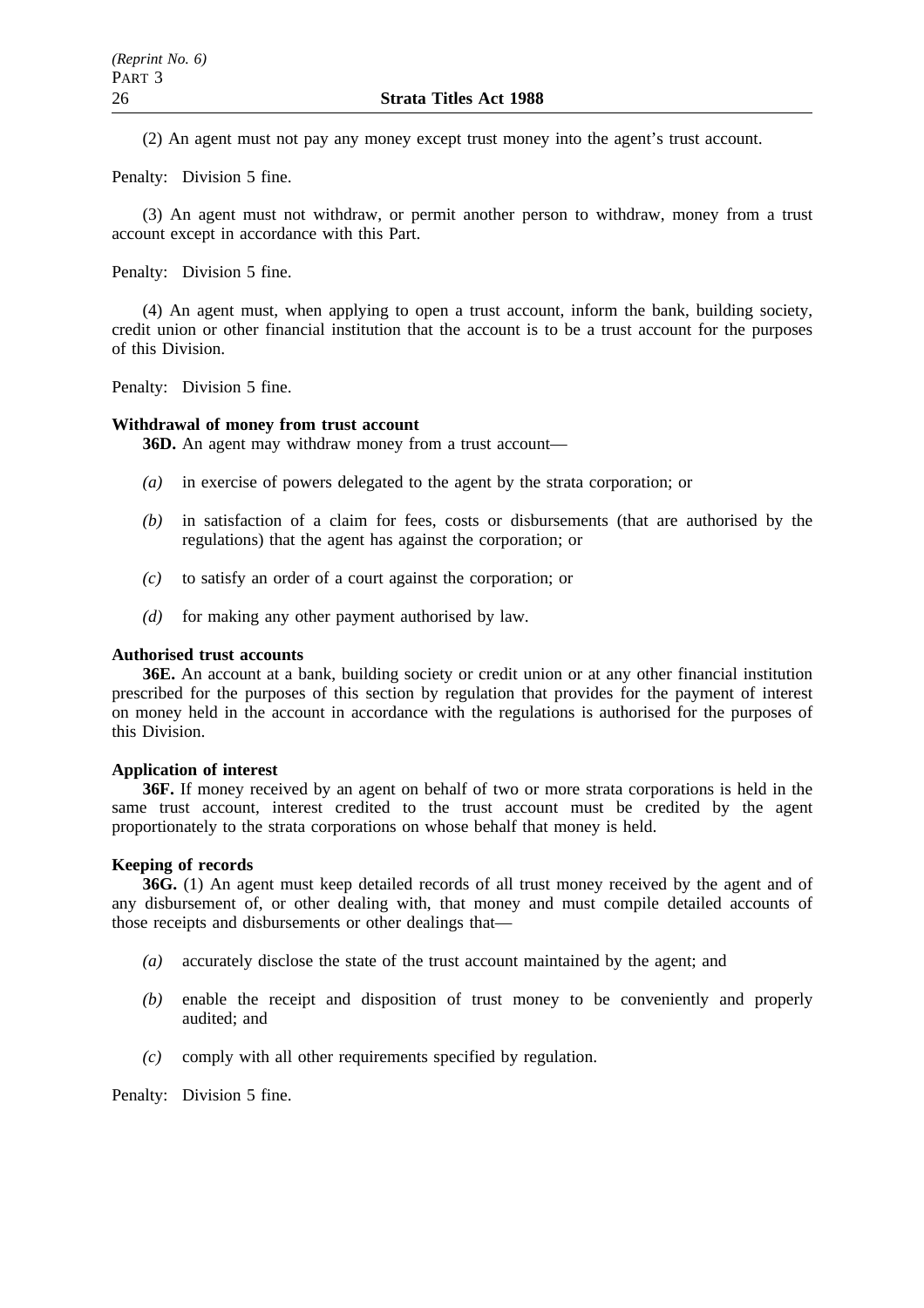(2) An agent must not pay any money except trust money into the agent's trust account.

Penalty: Division 5 fine.

(3) An agent must not withdraw, or permit another person to withdraw, money from a trust account except in accordance with this Part.

Penalty: Division 5 fine.

(4) An agent must, when applying to open a trust account, inform the bank, building society, credit union or other financial institution that the account is to be a trust account for the purposes of this Division.

Penalty: Division 5 fine.

**Withdrawal of money from trust account**

**36D.** An agent may withdraw money from a trust account—

*(a)* in exercise of powers delegated to the agent by the strata corporation; or

*(b)* in satisfaction of a claim for fees, costs or disbursements (that are authorised by the regulations) that the agent has against the corporation; or

*(c)* to satisfy an order of a court against the corporation; or

*(d)* for making any other payment authorised by law.

**Authorised trust accounts**

**36E.** An account at a bank, building society or credit union or at any other financial institution prescribed for the purposes of this section by regulation that provides for the payment of interest on money held in the account in accordance with the regulations is authorised for the purposes of this Division.

**Application of interest**

**36F.** If money received by an agent on behalf of two or more strata corporations is held in the same trust account, interest credited to the trust account must be credited by the agent proportionately to the strata corporations on whose behalf that money is held.

**Keeping of records**

**36G.** (1) An agent must keep detailed records of all trust money received by the agent and of any disbursement of, or other dealing with, that money and must compile detailed accounts of those receipts and disbursements or other dealings that—

*(a)* accurately disclose the state of the trust account maintained by the agent; and

*(b)* enable the receipt and disposition of trust money to be conveniently and properly audited; and

*(c)* comply with all other requirements specified by regulation.

Penalty: Division 5 fine.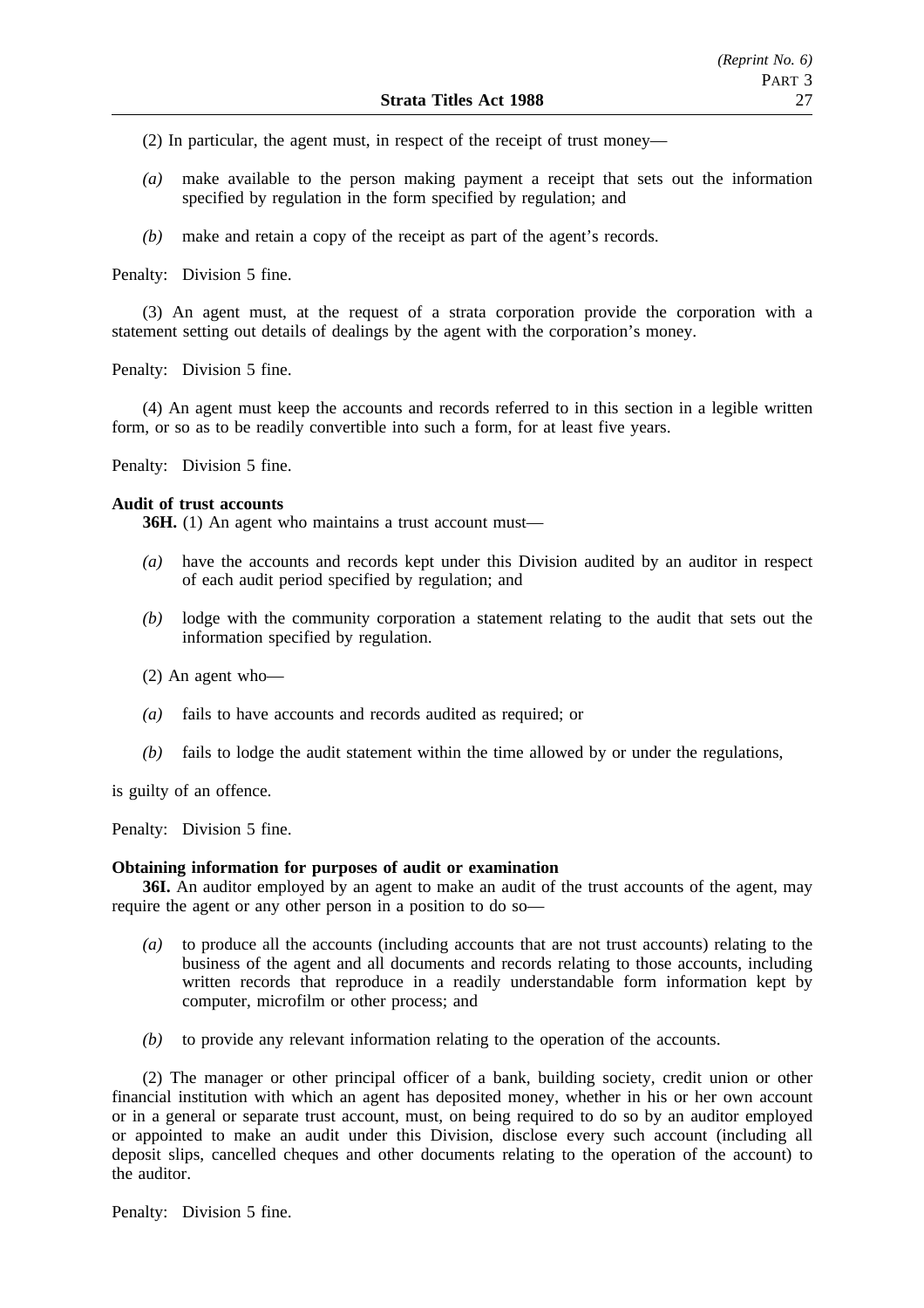(2) In particular, the agent must, in respect of the receipt of trust money—

*(a)* make available to the person making payment a receipt that sets out the information specified by regulation in the form specified by regulation; and

*(b)* make and retain a copy of the receipt as part of the agent's records.

Penalty: Division 5 fine.

(3) An agent must, at the request of a strata corporation provide the corporation with a statement setting out details of dealings by the agent with the corporation's money.

Penalty: Division 5 fine.

(4) An agent must keep the accounts and records referred to in this section in a legible written form, or so as to be readily convertible into such a form, for at least five years.

Penalty: Division 5 fine.

**Audit of trust accounts**

**36H.** (1) An agent who maintains a trust account must—

*(a)* have the accounts and records kept under this Division audited by an auditor in respect of each audit period specified by regulation; and

*(b)* lodge with the community corporation a statement relating to the audit that sets out the information specified by regulation.

(2) An agent who—

*(a)* fails to have accounts and records audited as required; or

*(b)* fails to lodge the audit statement within the time allowed by or under the regulations,

is guilty of an offence.

Penalty: Division 5 fine.

**Obtaining information for purposes of audit or examination**

**36I.** An auditor employed by an agent to make an audit of the trust accounts of the agent, may require the agent or any other person in a position to do so—

*(a)* to produce all the accounts (including accounts that are not trust accounts) relating to the business of the agent and all documents and records relating to those accounts, including written records that reproduce in a readily understandable form information kept by computer, microfilm or other process; and

*(b)* to provide any relevant information relating to the operation of the accounts.

(2) The manager or other principal officer of a bank, building society, credit union or other financial institution with which an agent has deposited money, whether in his or her own account or in a general or separate trust account, must, on being required to do so by an auditor employed or appointed to make an audit under this Division, disclose every such account (including all deposit slips, cancelled cheques and other documents relating to the operation of the account) to the auditor.

Penalty: Division 5 fine.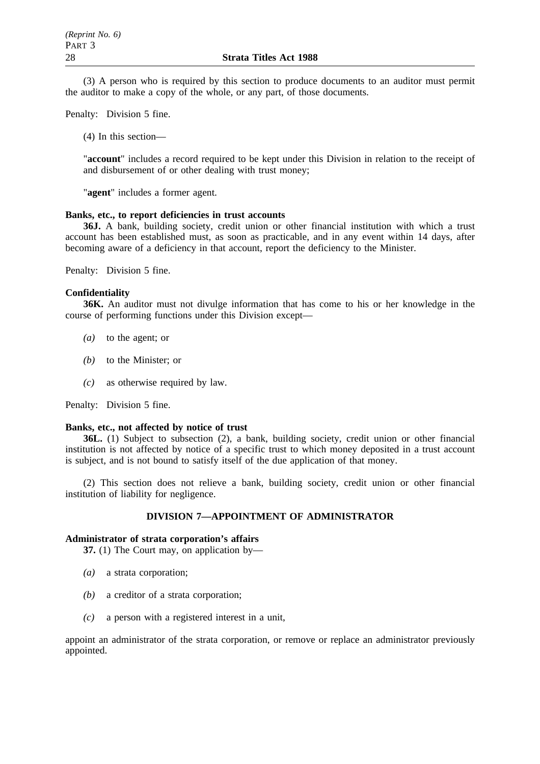(3) A person who is required by this section to produce documents to an auditor must permit the auditor to make a copy of the whole, or any part, of those documents.

Penalty: Division 5 fine.

(4) In this section—

"**account**" includes a record required to be kept under this Division in relation to the receipt of and disbursement of or other dealing with trust money;

"**agent**" includes a former agent.

**Banks, etc., to report deficiencies in trust accounts**

**36J.** A bank, building society, credit union or other financial institution with which a trust account has been established must, as soon as practicable, and in any event within 14 days, after becoming aware of a deficiency in that account, report the deficiency to the Minister.

Penalty: Division 5 fine.

**Confidentiality**

**36K.** An auditor must not divulge information that has come to his or her knowledge in the course of performing functions under this Division except—

*(a)* to the agent; or

*(b)* to the Minister; or

*(c)* as otherwise required by law.

Penalty: Division 5 fine.

**Banks, etc., not affected by notice of trust**

**36L.** (1) Subject to subsection (2), a bank, building society, credit union or other financial institution is not affected by notice of a specific trust to which money deposited in a trust account is subject, and is not bound to satisfy itself of the due application of that money.

(2) This section does not relieve a bank, building society, credit union or other financial institution of liability for negligence.

## DIVISION 7—APPOINTMENT OF ADMINISTRATOR

**Administrator of strata corporation's affairs**

**37.** (1) The Court may, on application by—

*(a)* a strata corporation;

*(b)* a creditor of a strata corporation;

*(c)* a person with a registered interest in a unit,

appoint an administrator of the strata corporation, or remove or replace an administrator previously appointed.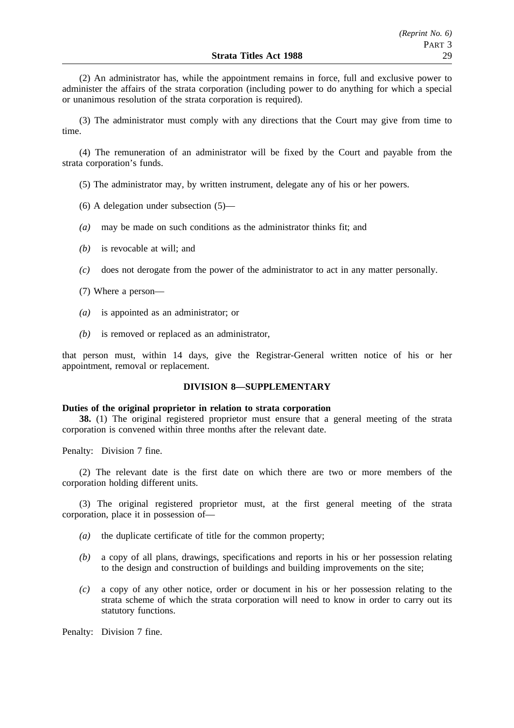(2) An administrator has, while the appointment remains in force, full and exclusive power to administer the affairs of the strata corporation (including power to do anything for which a special or unanimous resolution of the strata corporation is required).

(3) The administrator must comply with any directions that the Court may give from time to time.

(4) The remuneration of an administrator will be fixed by the Court and payable from the strata corporation's funds.

(5) The administrator may, by written instrument, delegate any of his or her powers.

(6) A delegation under subsection (5)—

*(a)* may be made on such conditions as the administrator thinks fit; and

*(b)* is revocable at will; and

*(c)* does not derogate from the power of the administrator to act in any matter personally.

(7) Where a person—

*(a)* is appointed as an administrator; or

*(b)* is removed or replaced as an administrator,

that person must, within 14 days, give the Registrar-General written notice of his or her appointment, removal or replacement.

## DIVISION 8—SUPPLEMENTARY

**Duties of the original proprietor in relation to strata corporation**

**38.** (1) The original registered proprietor must ensure that a general meeting of the strata corporation is convened within three months after the relevant date.

Penalty: Division 7 fine.

(2) The relevant date is the first date on which there are two or more members of the corporation holding different units.

(3) The original registered proprietor must, at the first general meeting of the strata corporation, place it in possession of—

*(a)* the duplicate certificate of title for the common property;

*(b)* a copy of all plans, drawings, specifications and reports in his or her possession relating to the design and construction of buildings and building improvements on the site;

*(c)* a copy of any other notice, order or document in his or her possession relating to the strata scheme of which the strata corporation will need to know in order to carry out its statutory functions.

Penalty: Division 7 fine.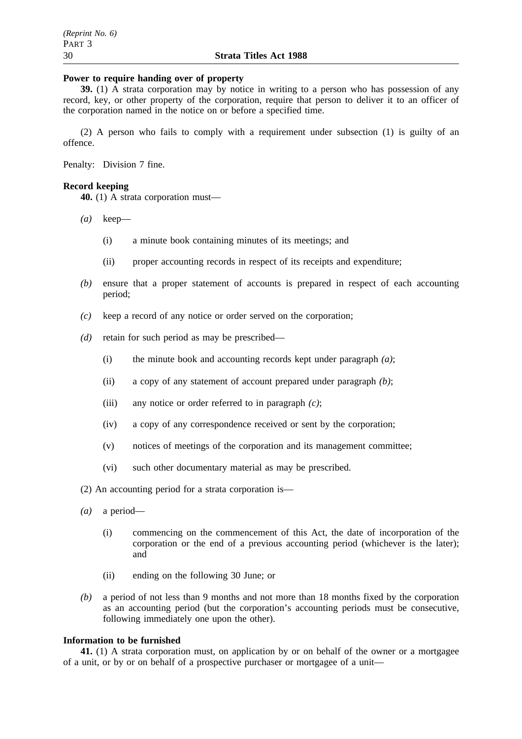**Power to require handing over of property**

**39.** (1) A strata corporation may by notice in writing to a person who has possession of any record, key, or other property of the corporation, require that person to deliver it to an officer of the corporation named in the notice on or before a specified time.

(2) A person who fails to comply with a requirement under subsection (1) is guilty of an offence.

Penalty: Division 7 fine.

**Record keeping**

**40.** (1) A strata corporation must—

*(a)* keep—

(i) a minute book containing minutes of its meetings; and

(ii) proper accounting records in respect of its receipts and expenditure;

*(b)* ensure that a proper statement of accounts is prepared in respect of each accounting period;

*(c)* keep a record of any notice or order served on the corporation;

*(d)* retain for such period as may be prescribed—

(i) the minute book and accounting records kept under paragraph *(a)*;

(ii) a copy of any statement of account prepared under paragraph *(b)*;

(iii) any notice or order referred to in paragraph *(c)*;

(iv) a copy of any correspondence received or sent by the corporation;

(v) notices of meetings of the corporation and its management committee;

(vi) such other documentary material as may be prescribed.

(2) An accounting period for a strata corporation is—

*(a)* a period—

(i) commencing on the commencement of this Act, the date of incorporation of the corporation or the end of a previous accounting period (whichever is the later); and

(ii) ending on the following 30 June; or

*(b)* a period of not less than 9 months and not more than 18 months fixed by the corporation as an accounting period (but the corporation's accounting periods must be consecutive, following immediately one upon the other).

**Information to be furnished**

**41.** (1) A strata corporation must, on application by or on behalf of the owner or a mortgagee of a unit, or by or on behalf of a prospective purchaser or mortgagee of a unit—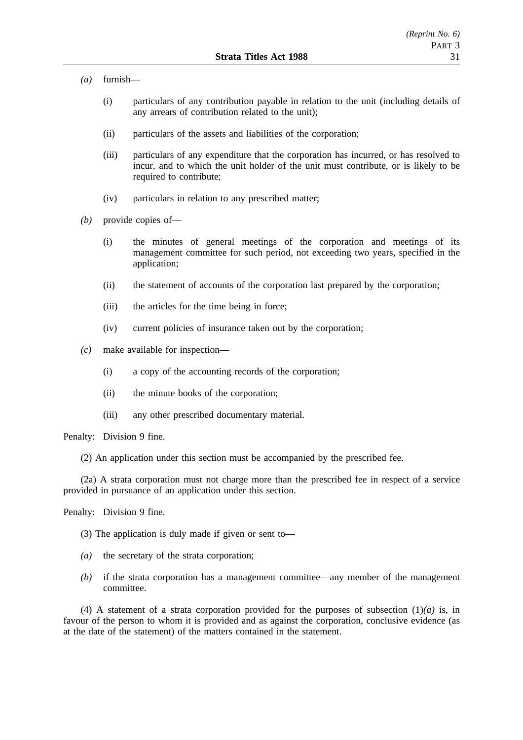*(a)* furnish—

(i) particulars of any contribution payable in relation to the unit (including details of any arrears of contribution related to the unit);

(ii) particulars of the assets and liabilities of the corporation;

(iii) particulars of any expenditure that the corporation has incurred, or has resolved to incur, and to which the unit holder of the unit must contribute, or is likely to be required to contribute;

(iv) particulars in relation to any prescribed matter;

*(b)* provide copies of—

(i) the minutes of general meetings of the corporation and meetings of its management committee for such period, not exceeding two years, specified in the application;

(ii) the statement of accounts of the corporation last prepared by the corporation;

(iii) the articles for the time being in force;

(iv) current policies of insurance taken out by the corporation;

*(c)* make available for inspection—

(i) a copy of the accounting records of the corporation;

(ii) the minute books of the corporation;

(iii) any other prescribed documentary material.

Penalty: Division 9 fine.

(2) An application under this section must be accompanied by the prescribed fee.

(2a) A strata corporation must not charge more than the prescribed fee in respect of a service provided in pursuance of an application under this section.

Penalty: Division 9 fine.

(3) The application is duly made if given or sent to—

*(a)* the secretary of the strata corporation;

*(b)* if the strata corporation has a management committee—any member of the management committee.

(4) A statement of a strata corporation provided for the purposes of subsection (1)*(a)* is, in favour of the person to whom it is provided and as against the corporation, conclusive evidence (as at the date of the statement) of the matters contained in the statement.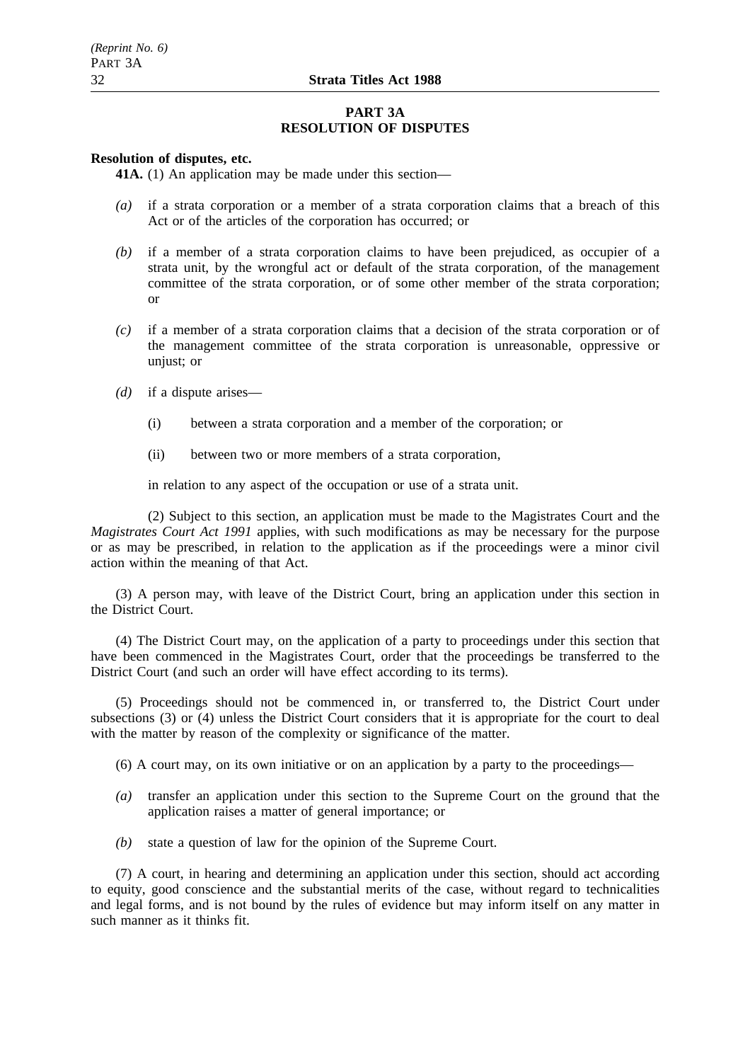## PART 3A
## RESOLUTION OF DISPUTES

**Resolution of disputes, etc.**

**41A.** (1) An application may be made under this section—

*(a)* if a strata corporation or a member of a strata corporation claims that a breach of this Act or of the articles of the corporation has occurred; or

*(b)* if a member of a strata corporation claims to have been prejudiced, as occupier of a strata unit, by the wrongful act or default of the strata corporation, of the management committee of the strata corporation, or of some other member of the strata corporation; or

*(c)* if a member of a strata corporation claims that a decision of the strata corporation or of the management committee of the strata corporation is unreasonable, oppressive or unjust; or

*(d)* if a dispute arises—

(i) between a strata corporation and a member of the corporation; or

(ii) between two or more members of a strata corporation,

in relation to any aspect of the occupation or use of a strata unit.

(2) Subject to this section, an application must be made to the Magistrates Court and the *Magistrates Court Act 1991* applies, with such modifications as may be necessary for the purpose or as may be prescribed, in relation to the application as if the proceedings were a minor civil action within the meaning of that Act.

(3) A person may, with leave of the District Court, bring an application under this section in the District Court.

(4) The District Court may, on the application of a party to proceedings under this section that have been commenced in the Magistrates Court, order that the proceedings be transferred to the District Court (and such an order will have effect according to its terms).

(5) Proceedings should not be commenced in, or transferred to, the District Court under subsections (3) or (4) unless the District Court considers that it is appropriate for the court to deal with the matter by reason of the complexity or significance of the matter.

(6) A court may, on its own initiative or on an application by a party to the proceedings—

*(a)* transfer an application under this section to the Supreme Court on the ground that the application raises a matter of general importance; or

*(b)* state a question of law for the opinion of the Supreme Court.

(7) A court, in hearing and determining an application under this section, should act according to equity, good conscience and the substantial merits of the case, without regard to technicalities and legal forms, and is not bound by the rules of evidence but may inform itself on any matter in such manner as it thinks fit.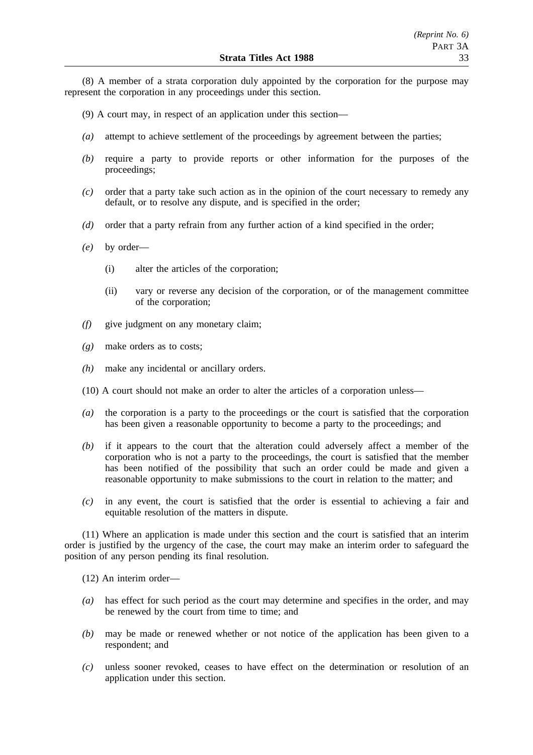(8) A member of a strata corporation duly appointed by the corporation for the purpose may represent the corporation in any proceedings under this section.

(9) A court may, in respect of an application under this section—

*(a)* attempt to achieve settlement of the proceedings by agreement between the parties;

*(b)* require a party to provide reports or other information for the purposes of the proceedings;

*(c)* order that a party take such action as in the opinion of the court necessary to remedy any default, or to resolve any dispute, and is specified in the order;

*(d)* order that a party refrain from any further action of a kind specified in the order;

*(e)* by order—

(i) alter the articles of the corporation;

(ii) vary or reverse any decision of the corporation, or of the management committee of the corporation;

*(f)* give judgment on any monetary claim;

*(g)* make orders as to costs;

*(h)* make any incidental or ancillary orders.

(10) A court should not make an order to alter the articles of a corporation unless—

*(a)* the corporation is a party to the proceedings or the court is satisfied that the corporation has been given a reasonable opportunity to become a party to the proceedings; and

*(b)* if it appears to the court that the alteration could adversely affect a member of the corporation who is not a party to the proceedings, the court is satisfied that the member has been notified of the possibility that such an order could be made and given a reasonable opportunity to make submissions to the court in relation to the matter; and

*(c)* in any event, the court is satisfied that the order is essential to achieving a fair and equitable resolution of the matters in dispute.

(11) Where an application is made under this section and the court is satisfied that an interim order is justified by the urgency of the case, the court may make an interim order to safeguard the position of any person pending its final resolution.

(12) An interim order—

*(a)* has effect for such period as the court may determine and specifies in the order, and may be renewed by the court from time to time; and

*(b)* may be made or renewed whether or not notice of the application has been given to a respondent; and

*(c)* unless sooner revoked, ceases to have effect on the determination or resolution of an application under this section.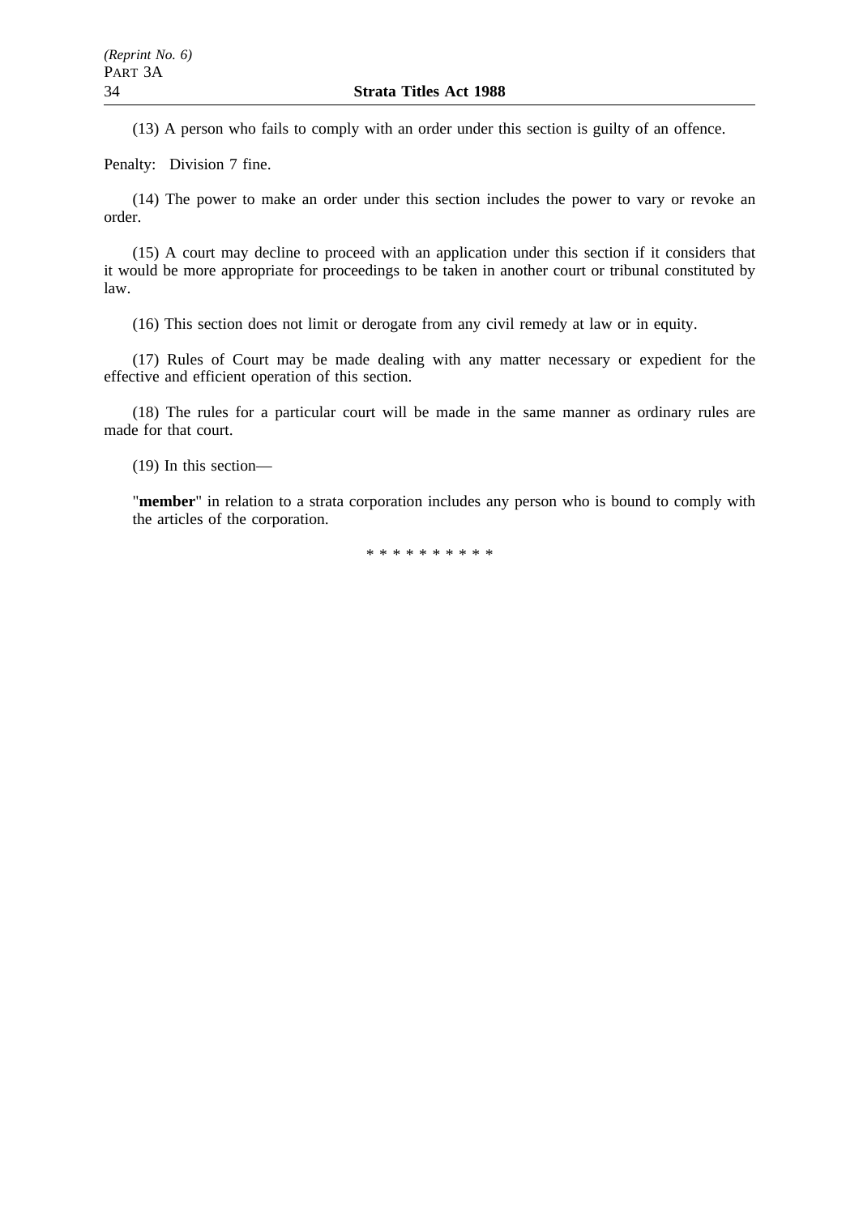(13) A person who fails to comply with an order under this section is guilty of an offence.

Penalty: Division 7 fine.

(14) The power to make an order under this section includes the power to vary or revoke an order.

(15) A court may decline to proceed with an application under this section if it considers that it would be more appropriate for proceedings to be taken in another court or tribunal constituted by law.

(16) This section does not limit or derogate from any civil remedy at law or in equity.

(17) Rules of Court may be made dealing with any matter necessary or expedient for the effective and efficient operation of this section.

(18) The rules for a particular court will be made in the same manner as ordinary rules are made for that court.

(19) In this section—

"**member**" in relation to a strata corporation includes any person who is bound to comply with the articles of the corporation.

* * * * * * * * * *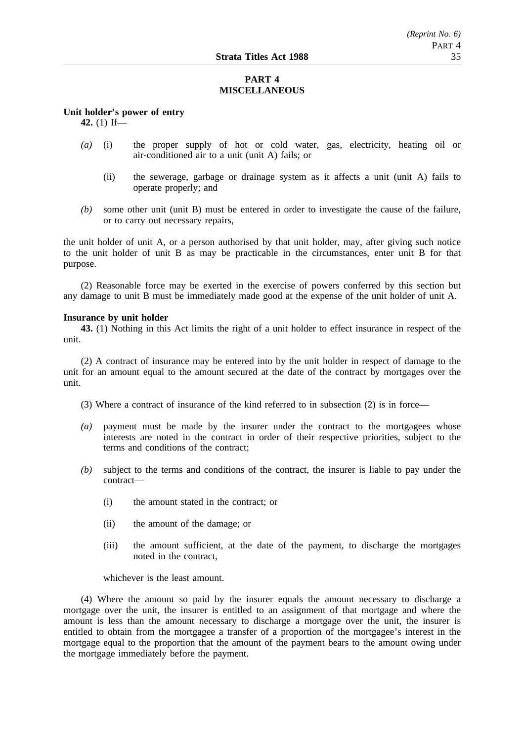## PART 4
## MISCELLANEOUS

**Unit holder's power of entry**

**42.** (1) If—

*(a)* (i) the proper supply of hot or cold water, gas, electricity, heating oil or air-conditioned air to a unit (unit A) fails; or

(ii) the sewerage, garbage or drainage system as it affects a unit (unit A) fails to operate properly; and

*(b)* some other unit (unit B) must be entered in order to investigate the cause of the failure, or to carry out necessary repairs,

the unit holder of unit A, or a person authorised by that unit holder, may, after giving such notice to the unit holder of unit B as may be practicable in the circumstances, enter unit B for that purpose.

(2) Reasonable force may be exerted in the exercise of powers conferred by this section but any damage to unit B must be immediately made good at the expense of the unit holder of unit A.

**Insurance by unit holder**

**43.** (1) Nothing in this Act limits the right of a unit holder to effect insurance in respect of the unit.

(2) A contract of insurance may be entered into by the unit holder in respect of damage to the unit for an amount equal to the amount secured at the date of the contract by mortgages over the unit.

(3) Where a contract of insurance of the kind referred to in subsection (2) is in force—

*(a)* payment must be made by the insurer under the contract to the mortgagees whose interests are noted in the contract in order of their respective priorities, subject to the terms and conditions of the contract;

*(b)* subject to the terms and conditions of the contract, the insurer is liable to pay under the contract—

(i) the amount stated in the contract; or

(ii) the amount of the damage; or

(iii) the amount sufficient, at the date of the payment, to discharge the mortgages noted in the contract,

whichever is the least amount.

(4) Where the amount so paid by the insurer equals the amount necessary to discharge a mortgage over the unit, the insurer is entitled to an assignment of that mortgage and where the amount is less than the amount necessary to discharge a mortgage over the unit, the insurer is entitled to obtain from the mortgagee a transfer of a proportion of the mortgagee's interest in the mortgage equal to the proportion that the amount of the payment bears to the amount owing under the mortgage immediately before the payment.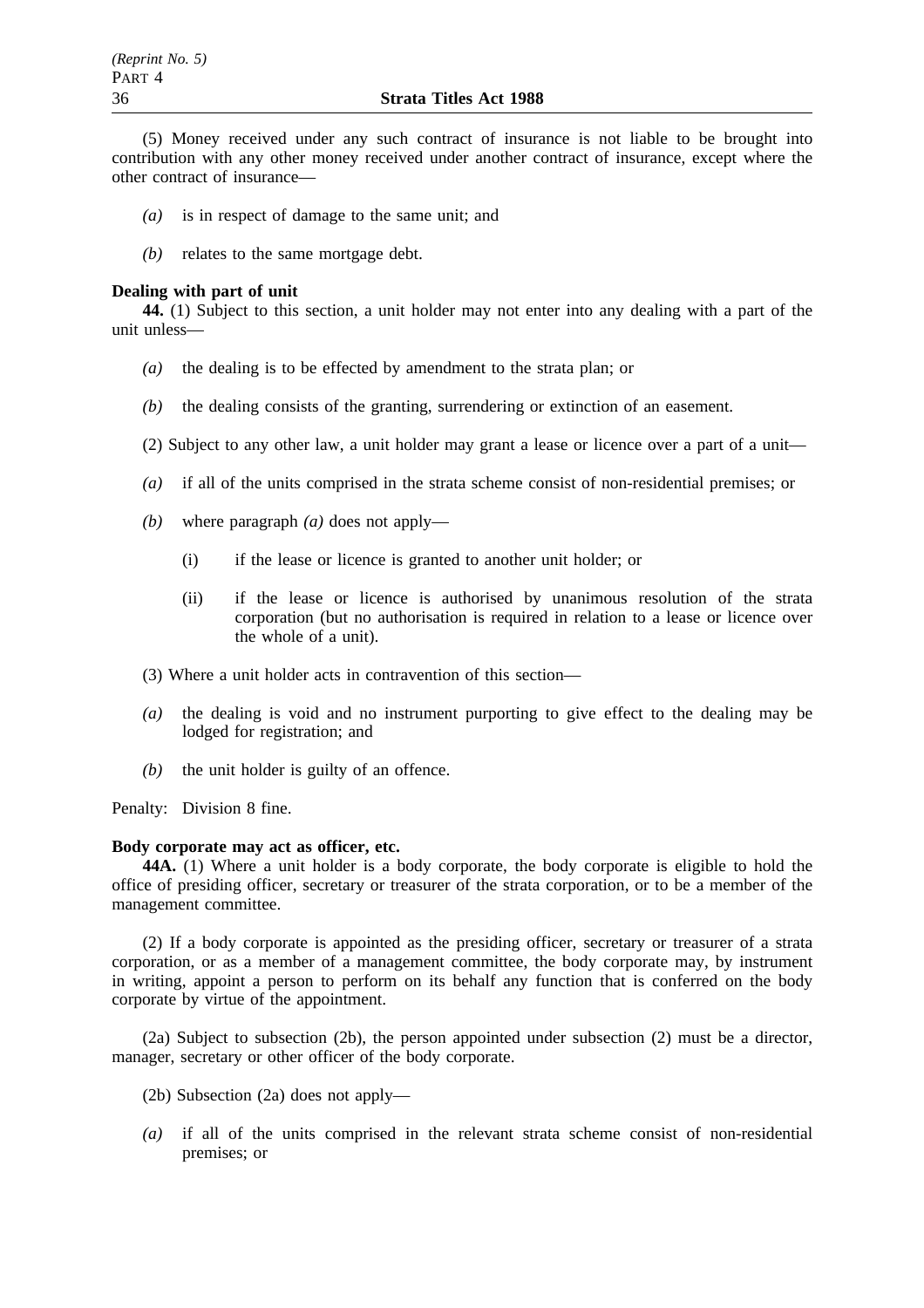(5) Money received under any such contract of insurance is not liable to be brought into contribution with any other money received under another contract of insurance, except where the other contract of insurance—

*(a)* is in respect of damage to the same unit; and

*(b)* relates to the same mortgage debt.

**Dealing with part of unit**

**44.** (1) Subject to this section, a unit holder may not enter into any dealing with a part of the unit unless—

*(a)* the dealing is to be effected by amendment to the strata plan; or

*(b)* the dealing consists of the granting, surrendering or extinction of an easement.

(2) Subject to any other law, a unit holder may grant a lease or licence over a part of a unit—

*(a)* if all of the units comprised in the strata scheme consist of non-residential premises; or

*(b)* where paragraph *(a)* does not apply—

(i) if the lease or licence is granted to another unit holder; or

(ii) if the lease or licence is authorised by unanimous resolution of the strata corporation (but no authorisation is required in relation to a lease or licence over the whole of a unit).

(3) Where a unit holder acts in contravention of this section—

*(a)* the dealing is void and no instrument purporting to give effect to the dealing may be lodged for registration; and

*(b)* the unit holder is guilty of an offence.

Penalty: Division 8 fine.

**Body corporate may act as officer, etc.**

**44A.** (1) Where a unit holder is a body corporate, the body corporate is eligible to hold the office of presiding officer, secretary or treasurer of the strata corporation, or to be a member of the management committee.

(2) If a body corporate is appointed as the presiding officer, secretary or treasurer of a strata corporation, or as a member of a management committee, the body corporate may, by instrument in writing, appoint a person to perform on its behalf any function that is conferred on the body corporate by virtue of the appointment.

(2a) Subject to subsection (2b), the person appointed under subsection (2) must be a director, manager, secretary or other officer of the body corporate.

(2b) Subsection (2a) does not apply—

*(a)* if all of the units comprised in the relevant strata scheme consist of non-residential premises; or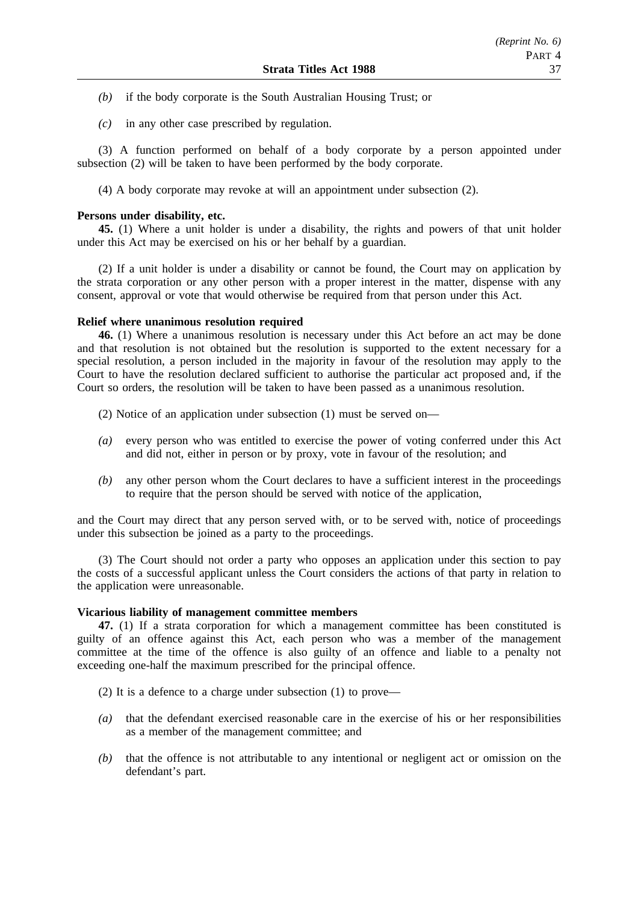*(b)* if the body corporate is the South Australian Housing Trust; or

*(c)* in any other case prescribed by regulation.

(3) A function performed on behalf of a body corporate by a person appointed under subsection (2) will be taken to have been performed by the body corporate.

(4) A body corporate may revoke at will an appointment under subsection (2).

**Persons under disability, etc.**

**45.** (1) Where a unit holder is under a disability, the rights and powers of that unit holder under this Act may be exercised on his or her behalf by a guardian.

(2) If a unit holder is under a disability or cannot be found, the Court may on application by the strata corporation or any other person with a proper interest in the matter, dispense with any consent, approval or vote that would otherwise be required from that person under this Act.

**Relief where unanimous resolution required**

**46.** (1) Where a unanimous resolution is necessary under this Act before an act may be done and that resolution is not obtained but the resolution is supported to the extent necessary for a special resolution, a person included in the majority in favour of the resolution may apply to the Court to have the resolution declared sufficient to authorise the particular act proposed and, if the Court so orders, the resolution will be taken to have been passed as a unanimous resolution.

(2) Notice of an application under subsection (1) must be served on—

*(a)* every person who was entitled to exercise the power of voting conferred under this Act and did not, either in person or by proxy, vote in favour of the resolution; and

*(b)* any other person whom the Court declares to have a sufficient interest in the proceedings to require that the person should be served with notice of the application,

and the Court may direct that any person served with, or to be served with, notice of proceedings under this subsection be joined as a party to the proceedings.

(3) The Court should not order a party who opposes an application under this section to pay the costs of a successful applicant unless the Court considers the actions of that party in relation to the application were unreasonable.

**Vicarious liability of management committee members**

**47.** (1) If a strata corporation for which a management committee has been constituted is guilty of an offence against this Act, each person who was a member of the management committee at the time of the offence is also guilty of an offence and liable to a penalty not exceeding one-half the maximum prescribed for the principal offence.

(2) It is a defence to a charge under subsection (1) to prove—

*(a)* that the defendant exercised reasonable care in the exercise of his or her responsibilities as a member of the management committee; and

*(b)* that the offence is not attributable to any intentional or negligent act or omission on the defendant's part.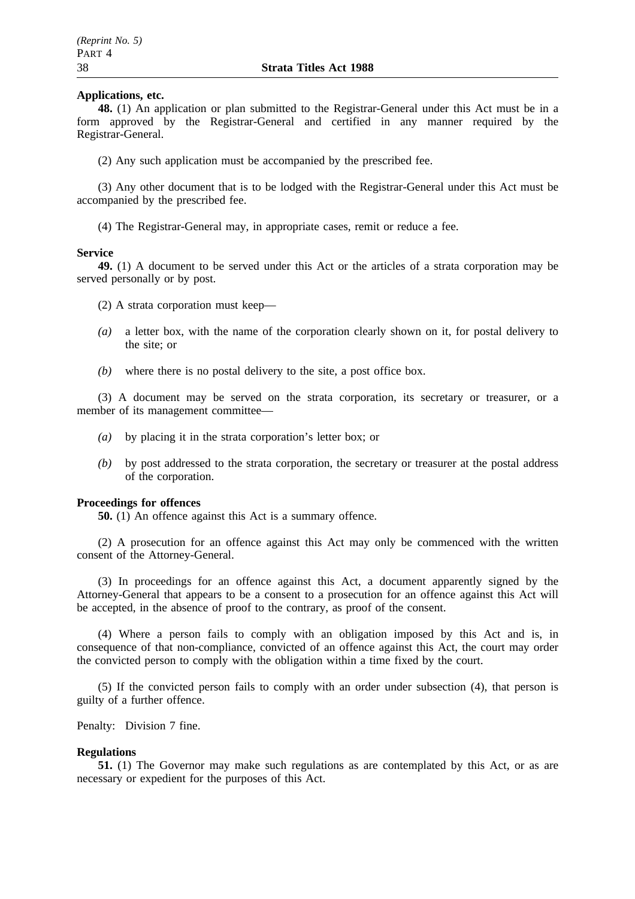**Applications, etc.**

**48.** (1) An application or plan submitted to the Registrar-General under this Act must be in a form approved by the Registrar-General and certified in any manner required by the Registrar-General.

(2) Any such application must be accompanied by the prescribed fee.

(3) Any other document that is to be lodged with the Registrar-General under this Act must be accompanied by the prescribed fee.

(4) The Registrar-General may, in appropriate cases, remit or reduce a fee.

**Service**

**49.** (1) A document to be served under this Act or the articles of a strata corporation may be served personally or by post.

(2) A strata corporation must keep—

*(a)* a letter box, with the name of the corporation clearly shown on it, for postal delivery to the site; or

*(b)* where there is no postal delivery to the site, a post office box.

(3) A document may be served on the strata corporation, its secretary or treasurer, or a member of its management committee—

*(a)* by placing it in the strata corporation's letter box; or

*(b)* by post addressed to the strata corporation, the secretary or treasurer at the postal address of the corporation.

**Proceedings for offences**

**50.** (1) An offence against this Act is a summary offence.

(2) A prosecution for an offence against this Act may only be commenced with the written consent of the Attorney-General.

(3) In proceedings for an offence against this Act, a document apparently signed by the Attorney-General that appears to be a consent to a prosecution for an offence against this Act will be accepted, in the absence of proof to the contrary, as proof of the consent.

(4) Where a person fails to comply with an obligation imposed by this Act and is, in consequence of that non-compliance, convicted of an offence against this Act, the court may order the convicted person to comply with the obligation within a time fixed by the court.

(5) If the convicted person fails to comply with an order under subsection (4), that person is guilty of a further offence.

Penalty: Division 7 fine.

**Regulations**

**51.** (1) The Governor may make such regulations as are contemplated by this Act, or as are necessary or expedient for the purposes of this Act.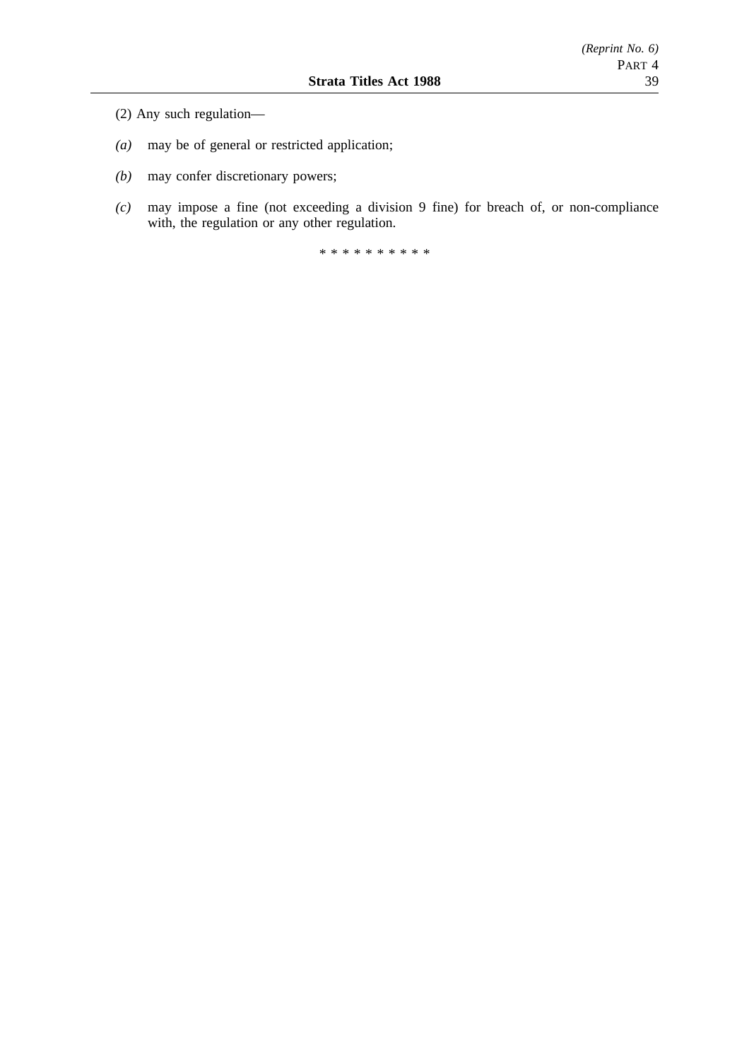(2) Any such regulation—

*(a)* may be of general or restricted application;

*(b)* may confer discretionary powers;

*(c)* may impose a fine (not exceeding a division 9 fine) for breach of, or non-compliance with, the regulation or any other regulation.

\* \* \* \* \* \* \* \* \* \*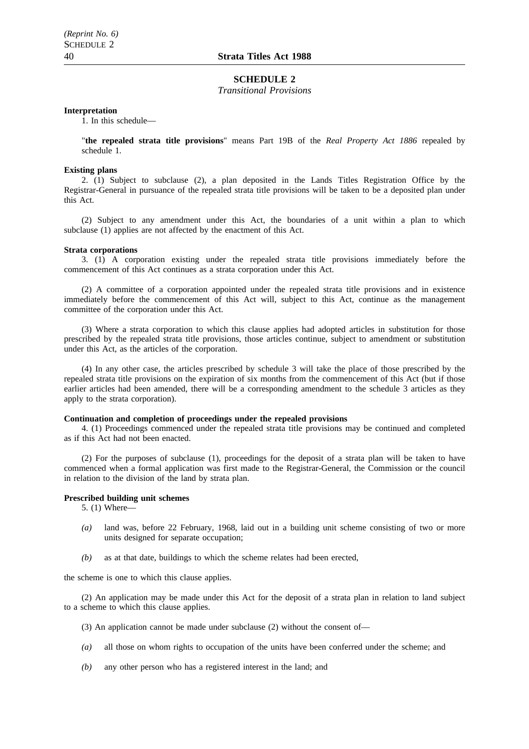## SCHEDULE 2

*Transitional Provisions*

**Interpretation**

1. In this schedule—

"**the repealed strata title provisions**" means Part 19B of the *Real Property Act 1886* repealed by schedule 1.

**Existing plans**

2. (1) Subject to subclause (2), a plan deposited in the Lands Titles Registration Office by the Registrar-General in pursuance of the repealed strata title provisions will be taken to be a deposited plan under this Act.

(2) Subject to any amendment under this Act, the boundaries of a unit within a plan to which subclause (1) applies are not affected by the enactment of this Act.

**Strata corporations**

3. (1) A corporation existing under the repealed strata title provisions immediately before the commencement of this Act continues as a strata corporation under this Act.

(2) A committee of a corporation appointed under the repealed strata title provisions and in existence immediately before the commencement of this Act will, subject to this Act, continue as the management committee of the corporation under this Act.

(3) Where a strata corporation to which this clause applies had adopted articles in substitution for those prescribed by the repealed strata title provisions, those articles continue, subject to amendment or substitution under this Act, as the articles of the corporation.

(4) In any other case, the articles prescribed by schedule 3 will take the place of those prescribed by the repealed strata title provisions on the expiration of six months from the commencement of this Act (but if those earlier articles had been amended, there will be a corresponding amendment to the schedule 3 articles as they apply to the strata corporation).

**Continuation and completion of proceedings under the repealed provisions**

4. (1) Proceedings commenced under the repealed strata title provisions may be continued and completed as if this Act had not been enacted.

(2) For the purposes of subclause (1), proceedings for the deposit of a strata plan will be taken to have commenced when a formal application was first made to the Registrar-General, the Commission or the council in relation to the division of the land by strata plan.

**Prescribed building unit schemes**

5. (1) Where—

*(a)* land was, before 22 February, 1968, laid out in a building unit scheme consisting of two or more units designed for separate occupation;

*(b)* as at that date, buildings to which the scheme relates had been erected,

the scheme is one to which this clause applies.

(2) An application may be made under this Act for the deposit of a strata plan in relation to land subject to a scheme to which this clause applies.

(3) An application cannot be made under subclause (2) without the consent of—

*(a)* all those on whom rights to occupation of the units have been conferred under the scheme; and

*(b)* any other person who has a registered interest in the land; and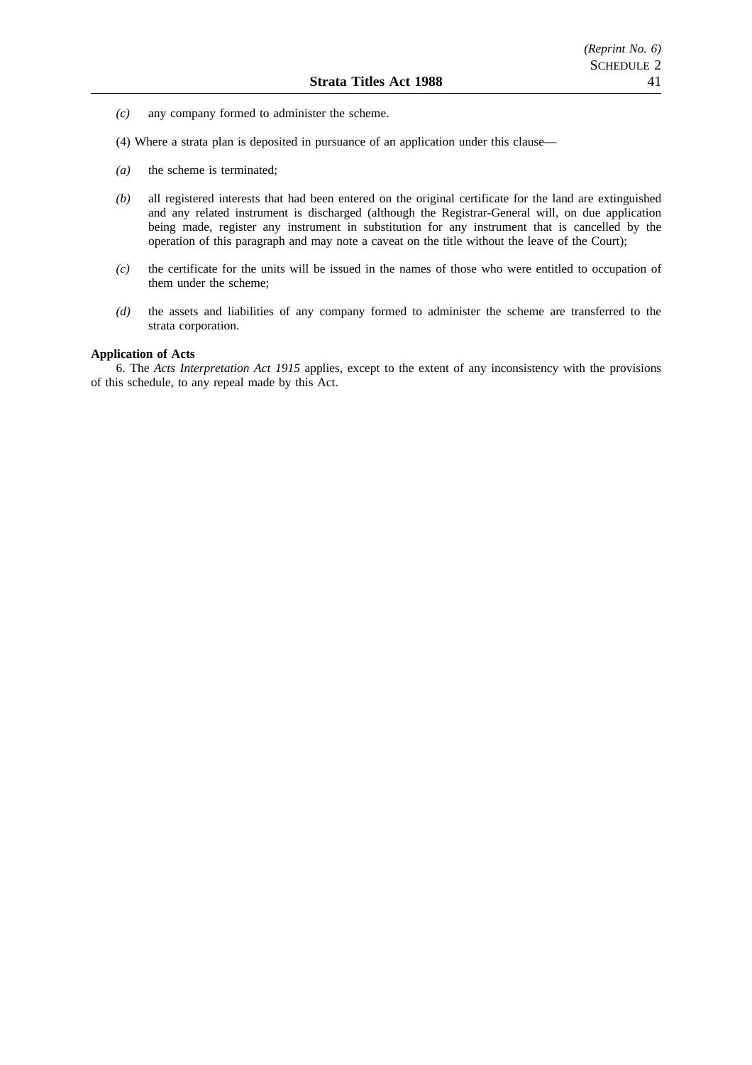*(c)* any company formed to administer the scheme.

(4) Where a strata plan is deposited in pursuance of an application under this clause—

*(a)* the scheme is terminated;

*(b)* all registered interests that had been entered on the original certificate for the land are extinguished and any related instrument is discharged (although the Registrar-General will, on due application being made, register any instrument in substitution for any instrument that is cancelled by the operation of this paragraph and may note a caveat on the title without the leave of the Court);

*(c)* the certificate for the units will be issued in the names of those who were entitled to occupation of them under the scheme;

*(d)* the assets and liabilities of any company formed to administer the scheme are transferred to the strata corporation.

**Application of Acts**

6. The *Acts Interpretation Act 1915* applies, except to the extent of any inconsistency with the provisions of this schedule, to any repeal made by this Act.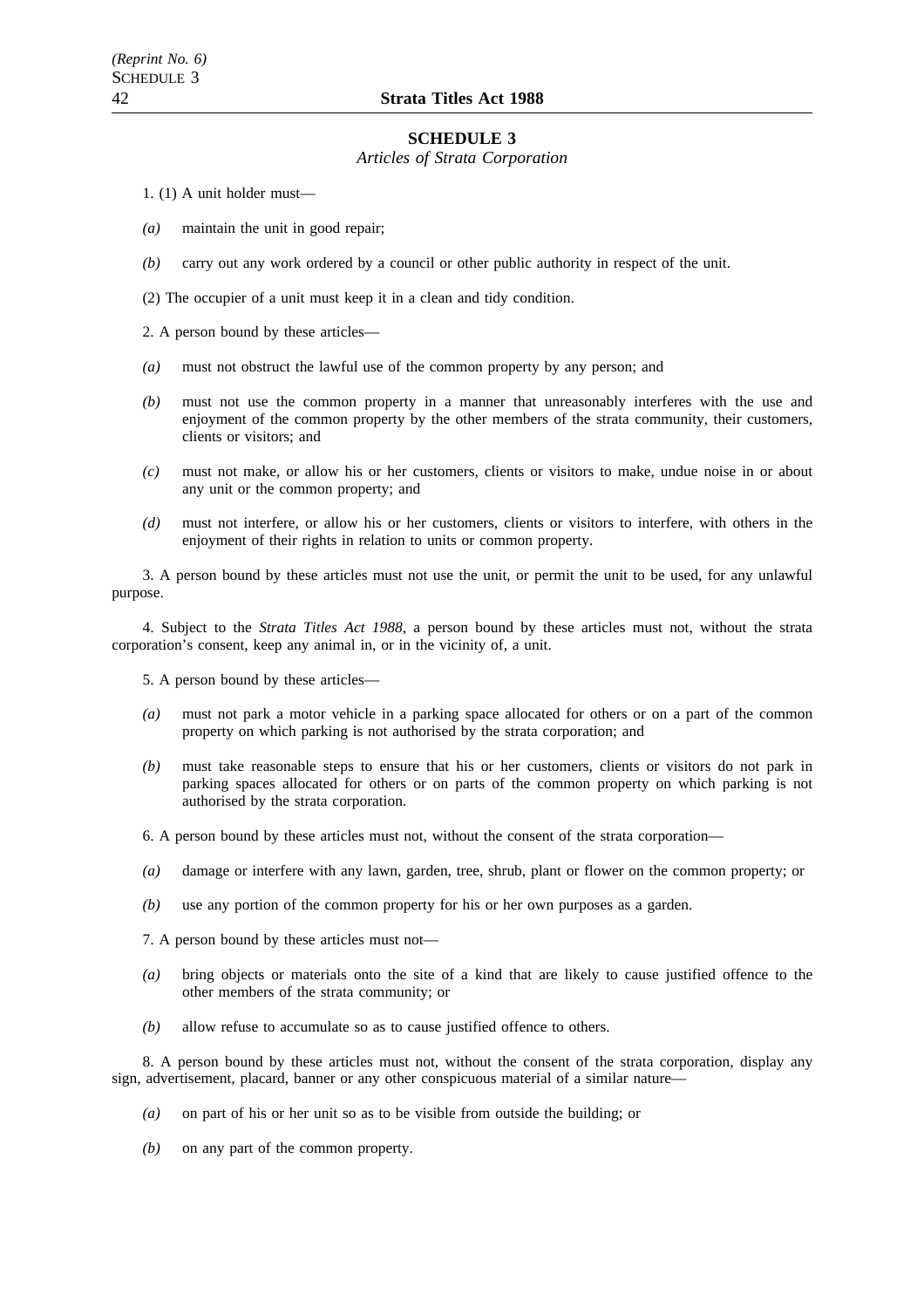## SCHEDULE 3

*Articles of Strata Corporation*

1. (1) A unit holder must—

*(a)* maintain the unit in good repair;

*(b)* carry out any work ordered by a council or other public authority in respect of the unit.

(2) The occupier of a unit must keep it in a clean and tidy condition.

2. A person bound by these articles—

*(a)* must not obstruct the lawful use of the common property by any person; and

*(b)* must not use the common property in a manner that unreasonably interferes with the use and enjoyment of the common property by the other members of the strata community, their customers, clients or visitors; and

*(c)* must not make, or allow his or her customers, clients or visitors to make, undue noise in or about any unit or the common property; and

*(d)* must not interfere, or allow his or her customers, clients or visitors to interfere, with others in the enjoyment of their rights in relation to units or common property.

3. A person bound by these articles must not use the unit, or permit the unit to be used, for any unlawful purpose.

4. Subject to the *Strata Titles Act 1988*, a person bound by these articles must not, without the strata corporation's consent, keep any animal in, or in the vicinity of, a unit.

5. A person bound by these articles—

*(a)* must not park a motor vehicle in a parking space allocated for others or on a part of the common property on which parking is not authorised by the strata corporation; and

*(b)* must take reasonable steps to ensure that his or her customers, clients or visitors do not park in parking spaces allocated for others or on parts of the common property on which parking is not authorised by the strata corporation.

6. A person bound by these articles must not, without the consent of the strata corporation—

*(a)* damage or interfere with any lawn, garden, tree, shrub, plant or flower on the common property; or

*(b)* use any portion of the common property for his or her own purposes as a garden.

7. A person bound by these articles must not—

*(a)* bring objects or materials onto the site of a kind that are likely to cause justified offence to the other members of the strata community; or

*(b)* allow refuse to accumulate so as to cause justified offence to others.

8. A person bound by these articles must not, without the consent of the strata corporation, display any sign, advertisement, placard, banner or any other conspicuous material of a similar nature—

*(a)* on part of his or her unit so as to be visible from outside the building; or

*(b)* on any part of the common property.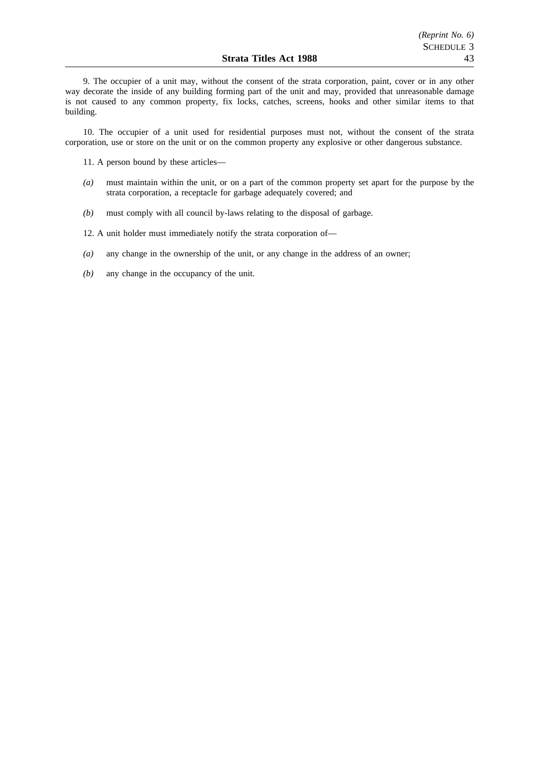9. The occupier of a unit may, without the consent of the strata corporation, paint, cover or in any other way decorate the inside of any building forming part of the unit and may, provided that unreasonable damage is not caused to any common property, fix locks, catches, screens, hooks and other similar items to that building.

10. The occupier of a unit used for residential purposes must not, without the consent of the strata corporation, use or store on the unit or on the common property any explosive or other dangerous substance.

11. A person bound by these articles—

*(a)* must maintain within the unit, or on a part of the common property set apart for the purpose by the strata corporation, a receptacle for garbage adequately covered; and

*(b)* must comply with all council by-laws relating to the disposal of garbage.

12. A unit holder must immediately notify the strata corporation of—

*(a)* any change in the ownership of the unit, or any change in the address of an owner;

*(b)* any change in the occupancy of the unit.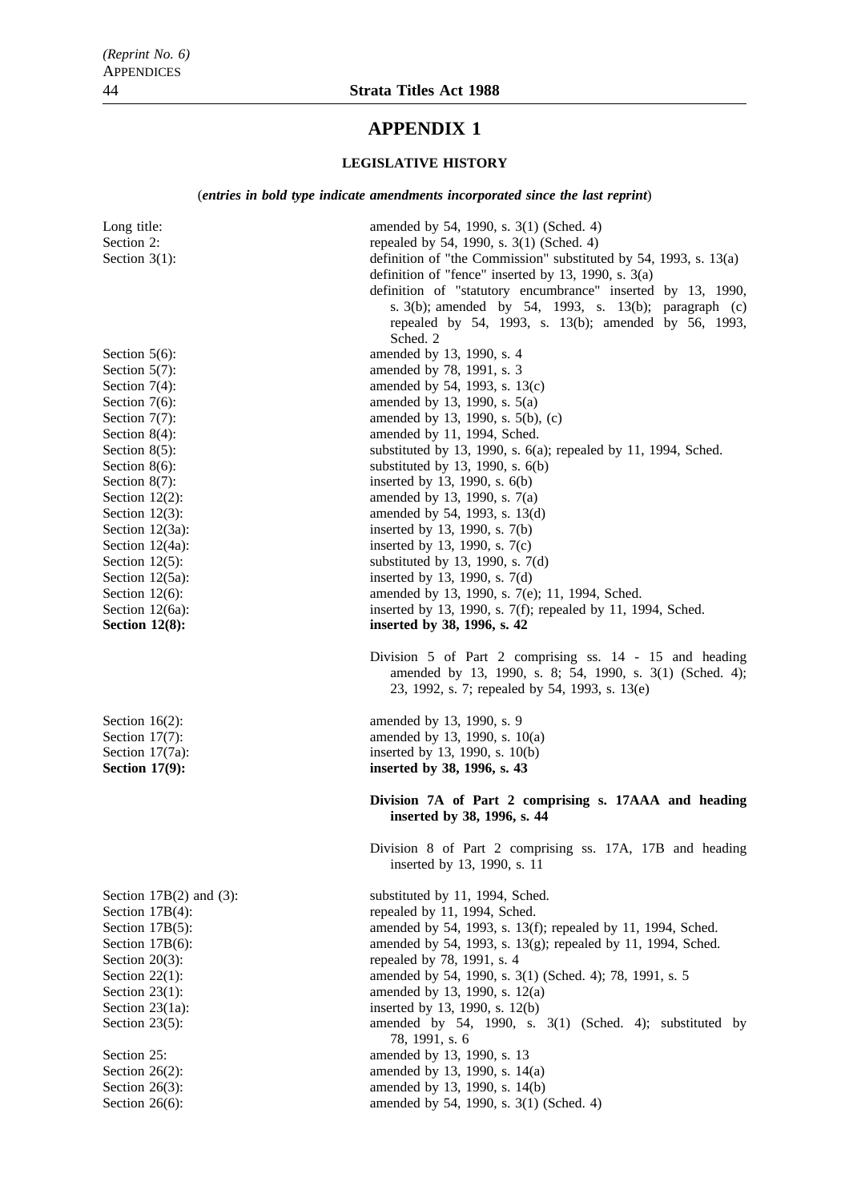# APPENDIX 1

## LEGISLATIVE HISTORY

(*entries in bold type indicate amendments incorporated since the last reprint*)

| | |
|---|---|
| Long title: | amended by 54, 1990, s. 3(1) (Sched. 4) |
| Section 2: | repealed by 54, 1990, s. 3(1) (Sched. 4) |
| Section 3(1): | definition of "the Commission" substituted by 54, 1993, s. 13(a) |
| | definition of "fence" inserted by 13, 1990, s. 3(a) |
| | definition of "statutory encumbrance" inserted by 13, 1990, s. 3(b); amended by 54, 1993, s. 13(b); paragraph (c) repealed by 54, 1993, s. 13(b); amended by 56, 1993, Sched. 2 |
| Section 5(6): | amended by 13, 1990, s. 4 |
| Section 5(7): | amended by 78, 1991, s. 3 |
| Section 7(4): | amended by 54, 1993, s. 13(c) |
| Section 7(6): | amended by 13, 1990, s. 5(a) |
| Section 7(7): | amended by 13, 1990, s. 5(b), (c) |
| Section 8(4): | amended by 11, 1994, Sched. |
| Section 8(5): | substituted by 13, 1990, s. 6(a); repealed by 11, 1994, Sched. |
| Section 8(6): | substituted by 13, 1990, s. 6(b) |
| Section 8(7): | inserted by 13, 1990, s. 6(b) |
| Section 12(2): | amended by 13, 1990, s. 7(a) |
| Section 12(3): | amended by 54, 1993, s. 13(d) |
| Section 12(3a): | inserted by 13, 1990, s. 7(b) |
| Section 12(4a): | inserted by 13, 1990, s. 7(c) |
| Section 12(5): | substituted by 13, 1990, s. 7(d) |
| Section 12(5a): | inserted by 13, 1990, s. 7(d) |
| Section 12(6): | amended by 13, 1990, s. 7(e); 11, 1994, Sched. |
| Section 12(6a): | inserted by 13, 1990, s. 7(f); repealed by 11, 1994, Sched. |
| **Section 12(8):** | **inserted by 38, 1996, s. 42** |
| | Division 5 of Part 2 comprising ss. 14 - 15 and heading amended by 13, 1990, s. 8; 54, 1990, s. 3(1) (Sched. 4); 23, 1992, s. 7; repealed by 54, 1993, s. 13(e) |
| Section 16(2): | amended by 13, 1990, s. 9 |
| Section 17(7): | amended by 13, 1990, s. 10(a) |
| Section 17(7a): | inserted by 13, 1990, s. 10(b) |
| **Section 17(9):** | **inserted by 38, 1996, s. 43** |
| | **Division 7A of Part 2 comprising s. 17AAA and heading inserted by 38, 1996, s. 44** |
| | Division 8 of Part 2 comprising ss. 17A, 17B and heading inserted by 13, 1990, s. 11 |
| Section 17B(2) and (3): | substituted by 11, 1994, Sched. |
| Section 17B(4): | repealed by 11, 1994, Sched. |
| Section 17B(5): | amended by 54, 1993, s. 13(f); repealed by 11, 1994, Sched. |
| Section 17B(6): | amended by 54, 1993, s. 13(g); repealed by 11, 1994, Sched. |
| Section 20(3): | repealed by 78, 1991, s. 4 |
| Section 22(1): | amended by 54, 1990, s. 3(1) (Sched. 4); 78, 1991, s. 5 |
| Section 23(1): | amended by 13, 1990, s. 12(a) |
| Section 23(1a): | inserted by 13, 1990, s. 12(b) |
| Section 23(5): | amended by 54, 1990, s. 3(1) (Sched. 4); substituted by 78, 1991, s. 6 |
| Section 25: | amended by 13, 1990, s. 13 |
| Section 26(2): | amended by 13, 1990, s. 14(a) |
| Section 26(3): | amended by 13, 1990, s. 14(b) |
| Section 26(6): | amended by 54, 1990, s. 3(1) (Sched. 4) |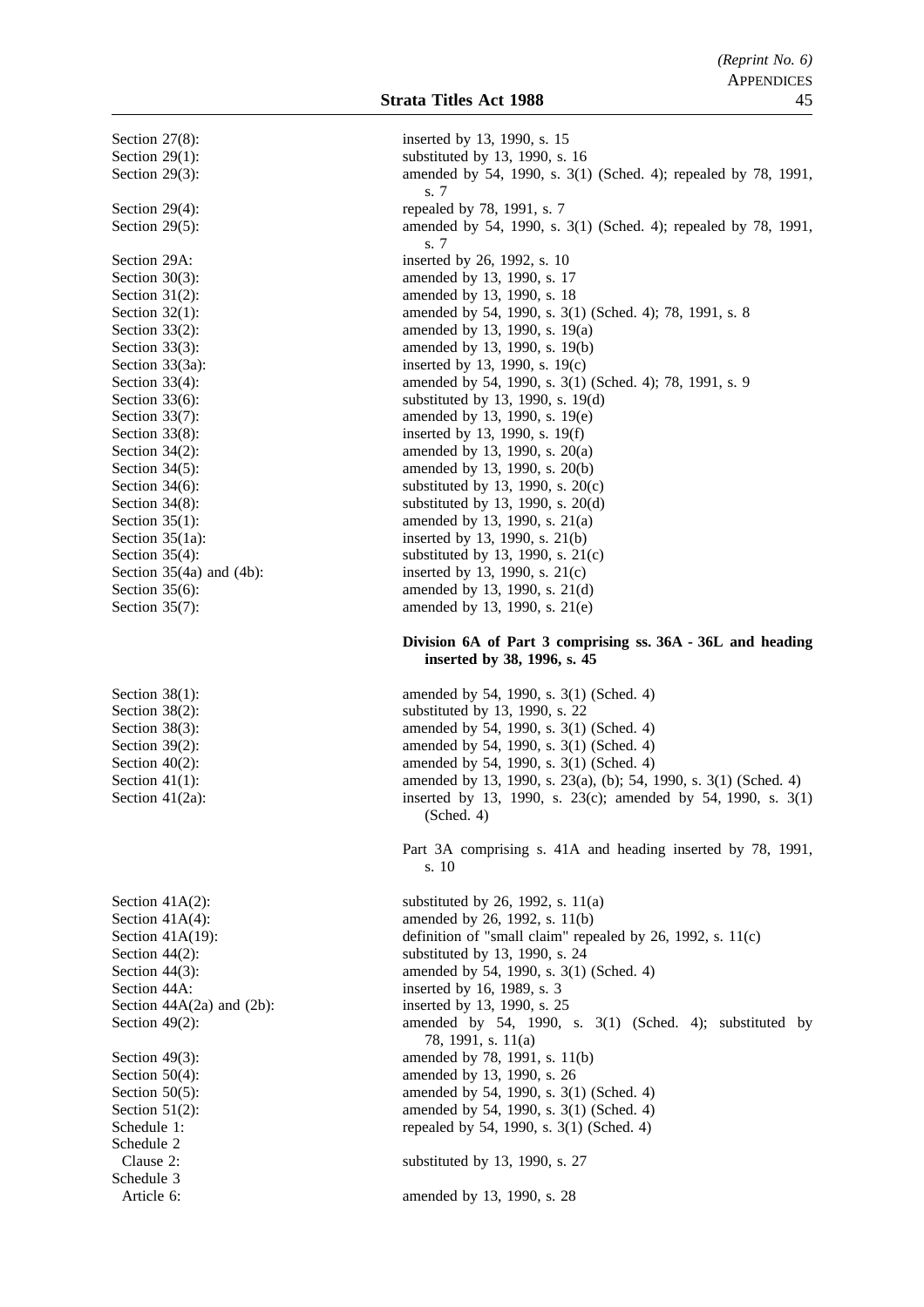| | |
|---|---|
| Section 27(8): | inserted by 13, 1990, s. 15 |
| Section 29(1): | substituted by 13, 1990, s. 16 |
| Section 29(3): | amended by 54, 1990, s. 3(1) (Sched. 4); repealed by 78, 1991, s. 7 |
| Section 29(4): | repealed by 78, 1991, s. 7 |
| Section 29(5): | amended by 54, 1990, s. 3(1) (Sched. 4); repealed by 78, 1991, s. 7 |
| Section 29A: | inserted by 26, 1992, s. 10 |
| Section 30(3): | amended by 13, 1990, s. 17 |
| Section 31(2): | amended by 13, 1990, s. 18 |
| Section 32(1): | amended by 54, 1990, s. 3(1) (Sched. 4); 78, 1991, s. 8 |
| Section 33(2): | amended by 13, 1990, s. 19(a) |
| Section 33(3): | amended by 13, 1990, s. 19(b) |
| Section 33(3a): | inserted by 13, 1990, s. 19(c) |
| Section 33(4): | amended by 54, 1990, s. 3(1) (Sched. 4); 78, 1991, s. 9 |
| Section 33(6): | substituted by 13, 1990, s. 19(d) |
| Section 33(7): | amended by 13, 1990, s. 19(e) |
| Section 33(8): | inserted by 13, 1990, s. 19(f) |
| Section 34(2): | amended by 13, 1990, s. 20(a) |
| Section 34(5): | amended by 13, 1990, s. 20(b) |
| Section 34(6): | substituted by 13, 1990, s. 20(c) |
| Section 34(8): | substituted by 13, 1990, s. 20(d) |
| Section 35(1): | amended by 13, 1990, s. 21(a) |
| Section 35(1a): | inserted by 13, 1990, s. 21(b) |
| Section 35(4): | substituted by 13, 1990, s. 21(c) |
| Section 35(4a) and (4b): | inserted by 13, 1990, s. 21(c) |
| Section 35(6): | amended by 13, 1990, s. 21(d) |
| Section 35(7): | amended by 13, 1990, s. 21(e) |

**Division 6A of Part 3 comprising ss. 36A - 36L and heading inserted by 38, 1996, s. 45**

| | |
|---|---|
| Section 38(1): | amended by 54, 1990, s. 3(1) (Sched. 4) |
| Section 38(2): | substituted by 13, 1990, s. 22 |
| Section 38(3): | amended by 54, 1990, s. 3(1) (Sched. 4) |
| Section 39(2): | amended by 54, 1990, s. 3(1) (Sched. 4) |
| Section 40(2): | amended by 54, 1990, s. 3(1) (Sched. 4) |
| Section 41(1): | amended by 13, 1990, s. 23(a), (b); 54, 1990, s. 3(1) (Sched. 4) |
| Section 41(2a): | inserted by 13, 1990, s. 23(c); amended by 54, 1990, s. 3(1) (Sched. 4) |

Part 3A comprising s. 41A and heading inserted by 78, 1991, s. 10

| | |
|---|---|
| Section 41A(2): | substituted by 26, 1992, s. 11(a) |
| Section 41A(4): | amended by 26, 1992, s. 11(b) |
| Section 41A(19): | definition of "small claim" repealed by 26, 1992, s. 11(c) |
| Section 44(2): | substituted by 13, 1990, s. 24 |
| Section 44(3): | amended by 54, 1990, s. 3(1) (Sched. 4) |
| Section 44A: | inserted by 16, 1989, s. 3 |
| Section 44A(2a) and (2b): | inserted by 13, 1990, s. 25 |
| Section 49(2): | amended by 54, 1990, s. 3(1) (Sched. 4); substituted by 78, 1991, s. 11(a) |
| Section 49(3): | amended by 78, 1991, s. 11(b) |
| Section 50(4): | amended by 13, 1990, s. 26 |
| Section 50(5): | amended by 54, 1990, s. 3(1) (Sched. 4) |
| Section 51(2): | amended by 54, 1990, s. 3(1) (Sched. 4) |
| Schedule 1: | repealed by 54, 1990, s. 3(1) (Sched. 4) |
| Schedule 2 | |
| Clause 2: | substituted by 13, 1990, s. 27 |
| Schedule 3 | |
| Article 6: | amended by 13, 1990, s. 28 |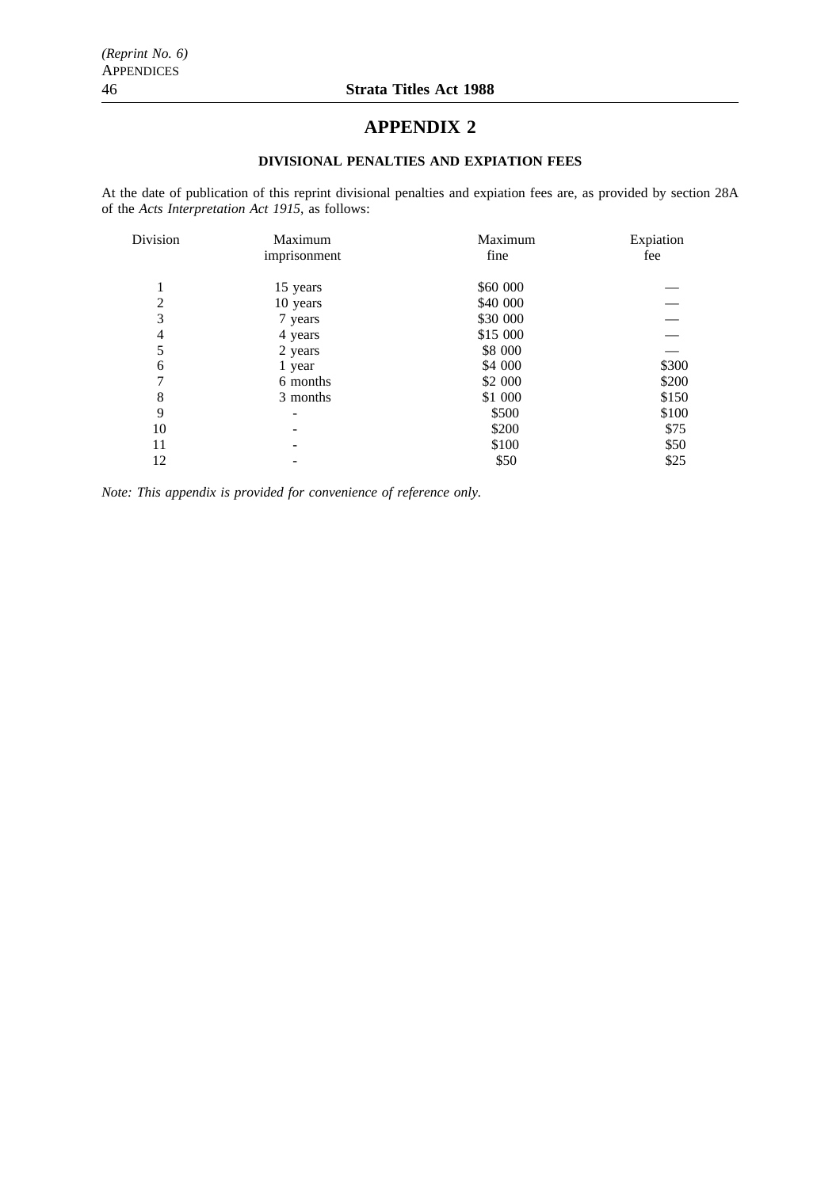# APPENDIX 2

### DIVISIONAL PENALTIES AND EXPIATION FEES

At the date of publication of this reprint divisional penalties and expiation fees are, as provided by section 28A of the *Acts Interpretation Act 1915*, as follows:

| Division | Maximum imprisonment | Maximum fine | Expiation fee |
|---|---|---|---|
| 1 | 15 years | \$60 000 | — |
| 2 | 10 years | \$40 000 | — |
| 3 | 7 years | \$30 000 | — |
| 4 | 4 years | \$15 000 | — |
| 5 | 2 years | \$8 000 | — |
| 6 | 1 year | \$4 000 | \$300 |
| 7 | 6 months | \$2 000 | \$200 |
| 8 | 3 months | \$1 000 | \$150 |
| 9 | - | \$500 | \$100 |
| 10 | - | \$200 | \$75 |
| 11 | - | \$100 | \$50 |
| 12 | - | \$50 | \$25 |

*Note: This appendix is provided for convenience of reference only.*